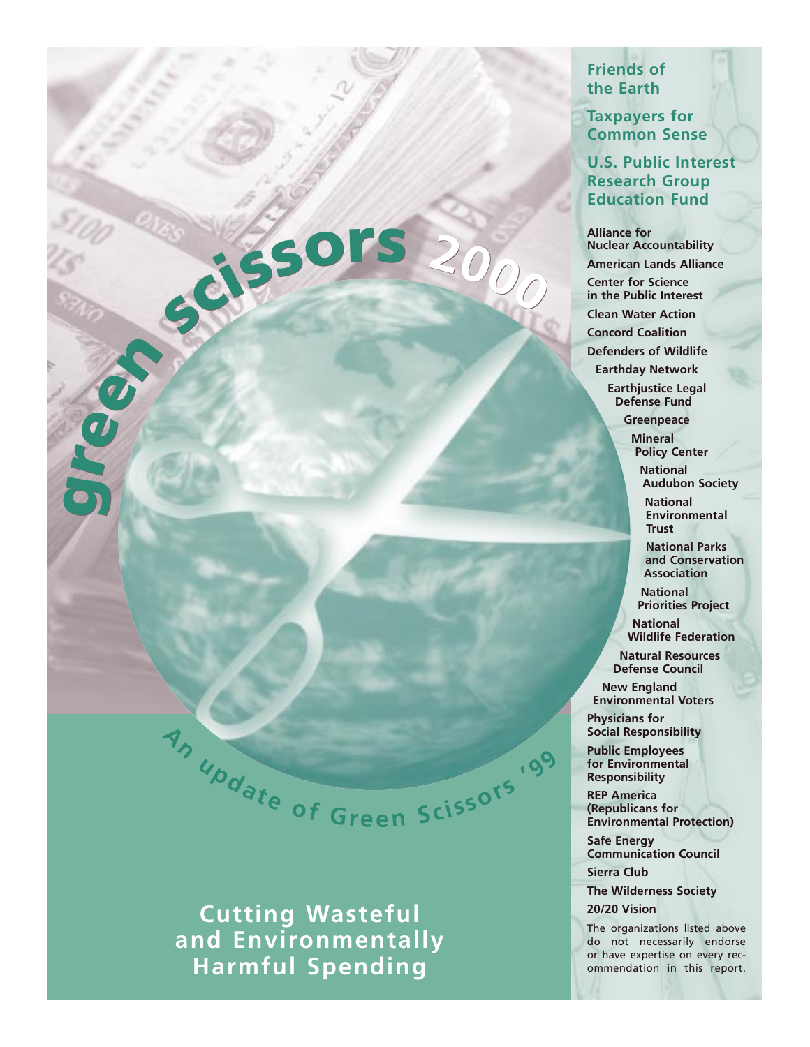# green scissors 2000

*An update of Green Scissors '99*

## Cutting Wasteful and Environmentally Harmful Spending

**Friends of the Earth**

**Taxpayers for Common Sense**

**U.S. Public Interest Research Group Education Fund**

**Alliance for Nuclear Accountability**

**American Lands Alliance**

**Center for Science in the Public Interest**

**Clean Water Action**

**Concord Coalition**

**Defenders of Wildlife**

**Earthday Network**

**Earthjustice Legal Defense Fund**

**Greenpeace**

**Mineral Policy Center**

**National Audubon Society**

**National Environmental Trust**

**National Parks and Conservation Association**

**National Priorities Project**

**National Wildlife Federation**

**Natural Resources Defense Council**

**New England Environmental Voters**

**Physicians for Social Responsibility**

**Public Employees for Environmental Responsibility**

**REP America (Republicans for Environmental Protection)**

**Safe Energy Communication Council**

**Sierra Club**

**The Wilderness Society**

**20/20 Vision**

The organizations listed above do not necessarily endorse or have expertise on every recommendation in this report.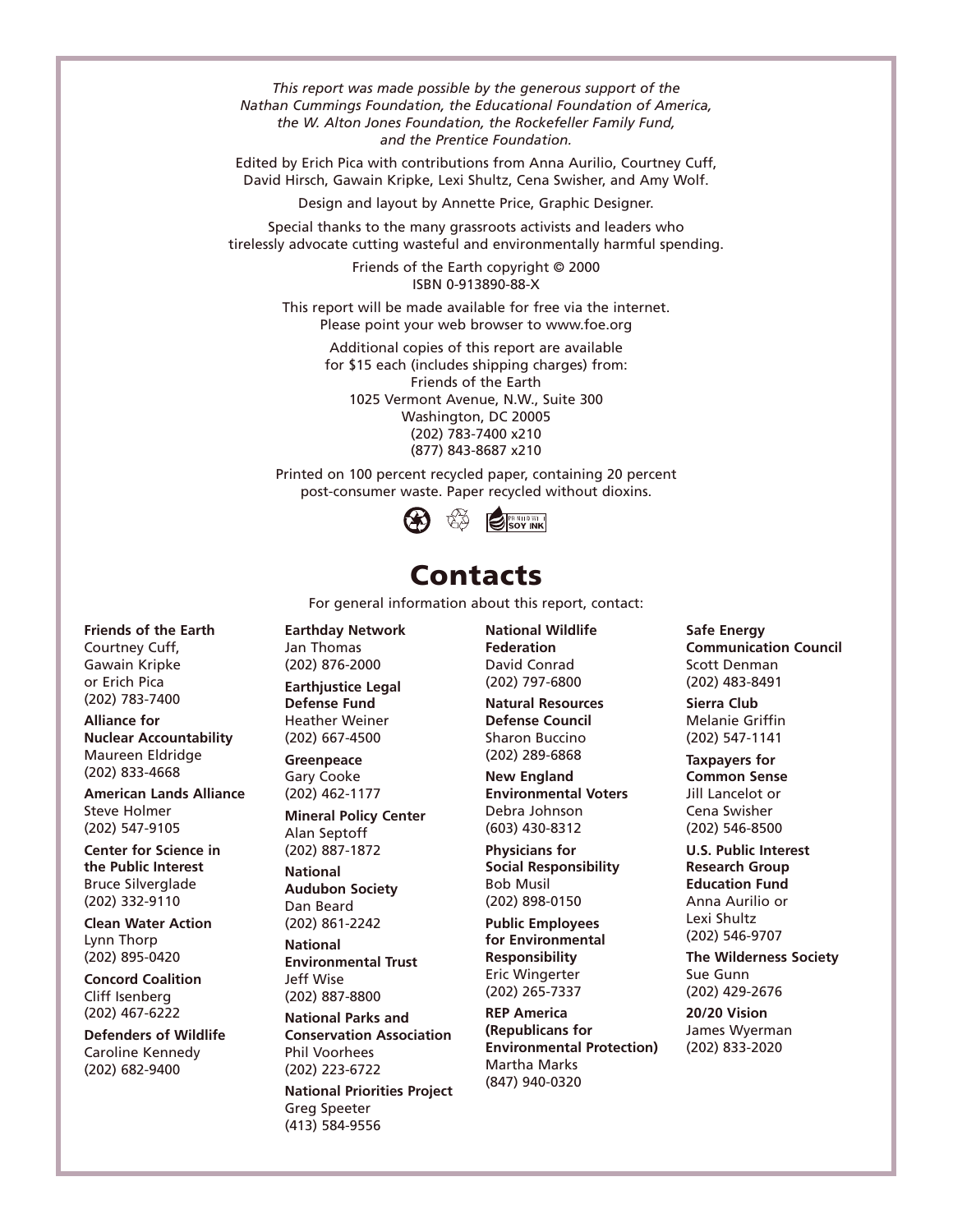*This report was made possible by the generous support of the Nathan Cummings Foundation, the Educational Foundation of America, the W. Alton Jones Foundation, the Rockefeller Family Fund, and the Prentice Foundation.*

Edited by Erich Pica with contributions from Anna Aurilio, Courtney Cuff, David Hirsch, Gawain Kripke, Lexi Shultz, Cena Swisher, and Amy Wolf.

Design and layout by Annette Price, Graphic Designer.

Special thanks to the many grassroots activists and leaders who tirelessly advocate cutting wasteful and environmentally harmful spending.

Friends of the Earth copyright © 2000
ISBN 0-913890-88-X

This report will be made available for free via the internet.
Please point your web browser to www.foe.org

Additional copies of this report are available
for $15 each (includes shipping charges) from:
Friends of the Earth
1025 Vermont Avenue, N.W., Suite 300
Washington, DC 20005
(202) 783-7400 x210
(877) 843-8687 x210

Printed on 100 percent recycled paper, containing 20 percent post-consumer waste. Paper recycled without dioxins.

# Contacts

For general information about this report, contact:

**Friends of the Earth**
Courtney Cuff,
Gawain Kripke
or Erich Pica
(202) 783-7400

**Alliance for Nuclear Accountability**
Maureen Eldridge
(202) 833-4668

**American Lands Alliance**
Steve Holmer
(202) 547-9105

**Center for Science in the Public Interest**
Bruce Silverglade
(202) 332-9110

**Clean Water Action**
Lynn Thorp
(202) 895-0420

**Concord Coalition**
Cliff Isenberg
(202) 467-6222

**Defenders of Wildlife**
Caroline Kennedy
(202) 682-9400

**Earthday Network**
Jan Thomas
(202) 876-2000

**Earthjustice Legal Defense Fund**
Heather Weiner
(202) 667-4500

**Greenpeace**
Gary Cooke
(202) 462-1177

**Mineral Policy Center**
Alan Septoff
(202) 887-1872

**National Audubon Society**
Dan Beard
(202) 861-2242

**National Environmental Trust**
Jeff Wise
(202) 887-8800

**National Parks and Conservation Association**
Phil Voorhees
(202) 223-6722

**National Priorities Project**
Greg Speeter
(413) 584-9556

**National Wildlife Federation**
David Conrad
(202) 797-6800

**Natural Resources Defense Council**
Sharon Buccino
(202) 289-6868

**New England Environmental Voters**
Debra Johnson
(603) 430-8312

**Physicians for Social Responsibility**
Bob Musil
(202) 898-0150

**Public Employees for Environmental Responsibility**
Eric Wingerter
(202) 265-7337

**REP America (Republicans for Environmental Protection)**
Martha Marks
(847) 940-0320

**Safe Energy Communication Council**
Scott Denman
(202) 483-8491

**Sierra Club**
Melanie Griffin
(202) 547-1141

**Taxpayers for Common Sense**
Jill Lancelot or
Cena Swisher
(202) 546-8500

**U.S. Public Interest Research Group Education Fund**
Anna Aurilio or
Lexi Shultz
(202) 546-9707

**The Wilderness Society**
Sue Gunn
(202) 429-2676

**20/20 Vision**
James Wyerman
(202) 833-2020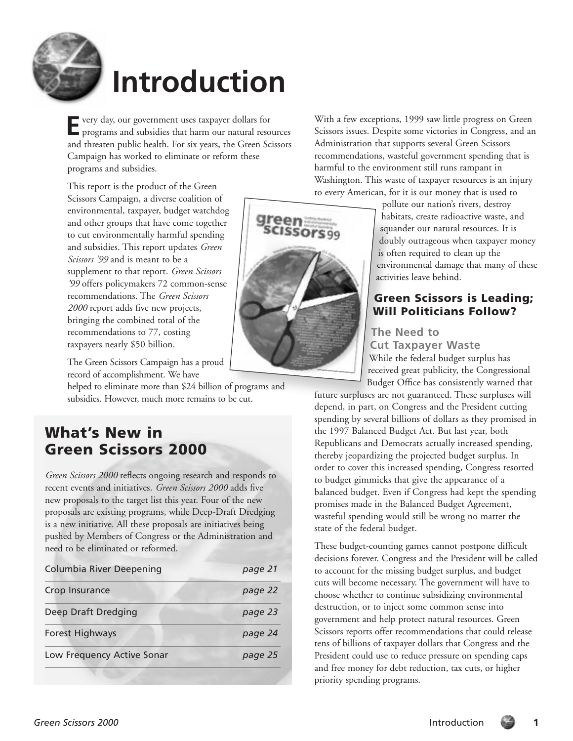# Introduction

Every day, our government uses taxpayer dollars for programs and subsidies that harm our natural resources and threaten public health. For six years, the Green Scissors Campaign has worked to eliminate or reform these programs and subsidies.

This report is the product of the Green Scissors Campaign, a diverse coalition of environmental, taxpayer, budget watchdog and other groups that have come together to cut environmentally harmful spending and subsidies. This report updates *Green Scissors '99* and is meant to be a supplement to that report. *Green Scissors '99* offers policymakers 72 common-sense recommendations. The *Green Scissors 2000* report adds five new projects, bringing the combined total of the recommendations to 77, costing taxpayers nearly $50 billion.

The Green Scissors Campaign has a proud record of accomplishment. We have helped to eliminate more than $24 billion of programs and subsidies. However, much more remains to be cut.

## What's New in Green Scissors 2000

*Green Scissors 2000* reflects ongoing research and responds to recent events and initiatives. *Green Scissors 2000* adds five new proposals to the target list this year. Four of the new proposals are existing programs, while Deep-Draft Dredging is a new initiative. All these proposals are initiatives being pushed by Members of Congress or the Administration and need to be eliminated or reformed.

| | |
|---|---|
| Columbia River Deepening | *page 21* |
| Crop Insurance | *page 22* |
| Deep Draft Dredging | *page 23* |
| Forest Highways | *page 24* |
| Low Frequency Active Sonar | *page 25* |

With a few exceptions, 1999 saw little progress on Green Scissors issues. Despite some victories in Congress, and an Administration that supports several Green Scissors recommendations, wasteful government spending that is harmful to the environment still runs rampant in Washington. This waste of taxpayer resources is an injury to every American, for it is our money that is used to pollute our nation's rivers, destroy habitats, create radioactive waste, and squander our natural resources. It is doubly outrageous when taxpayer money is often required to clean up the environmental damage that many of these activities leave behind.

## Green Scissors is Leading; Will Politicians Follow?

### The Need to Cut Taxpayer Waste

While the federal budget surplus has received great publicity, the Congressional Budget Office has consistently warned that future surpluses are not guaranteed. These surpluses will depend, in part, on Congress and the President cutting spending by several billions of dollars as they promised in the 1997 Balanced Budget Act. But last year, both Republicans and Democrats actually increased spending, thereby jeopardizing the projected budget surplus. In order to cover this increased spending, Congress resorted to budget gimmicks that give the appearance of a balanced budget. Even if Congress had kept the spending promises made in the Balanced Budget Agreement, wasteful spending would still be wrong no matter the state of the federal budget.

These budget-counting games cannot postpone difficult decisions forever. Congress and the President will be called to account for the missing budget surplus, and budget cuts will become necessary. The government will have to choose whether to continue subsidizing environmental destruction, or to inject some common sense into government and help protect natural resources. Green Scissors reports offer recommendations that could release tens of billions of taxpayer dollars that Congress and the President could use to reduce pressure on spending caps and free money for debt reduction, tax cuts, or higher priority spending programs.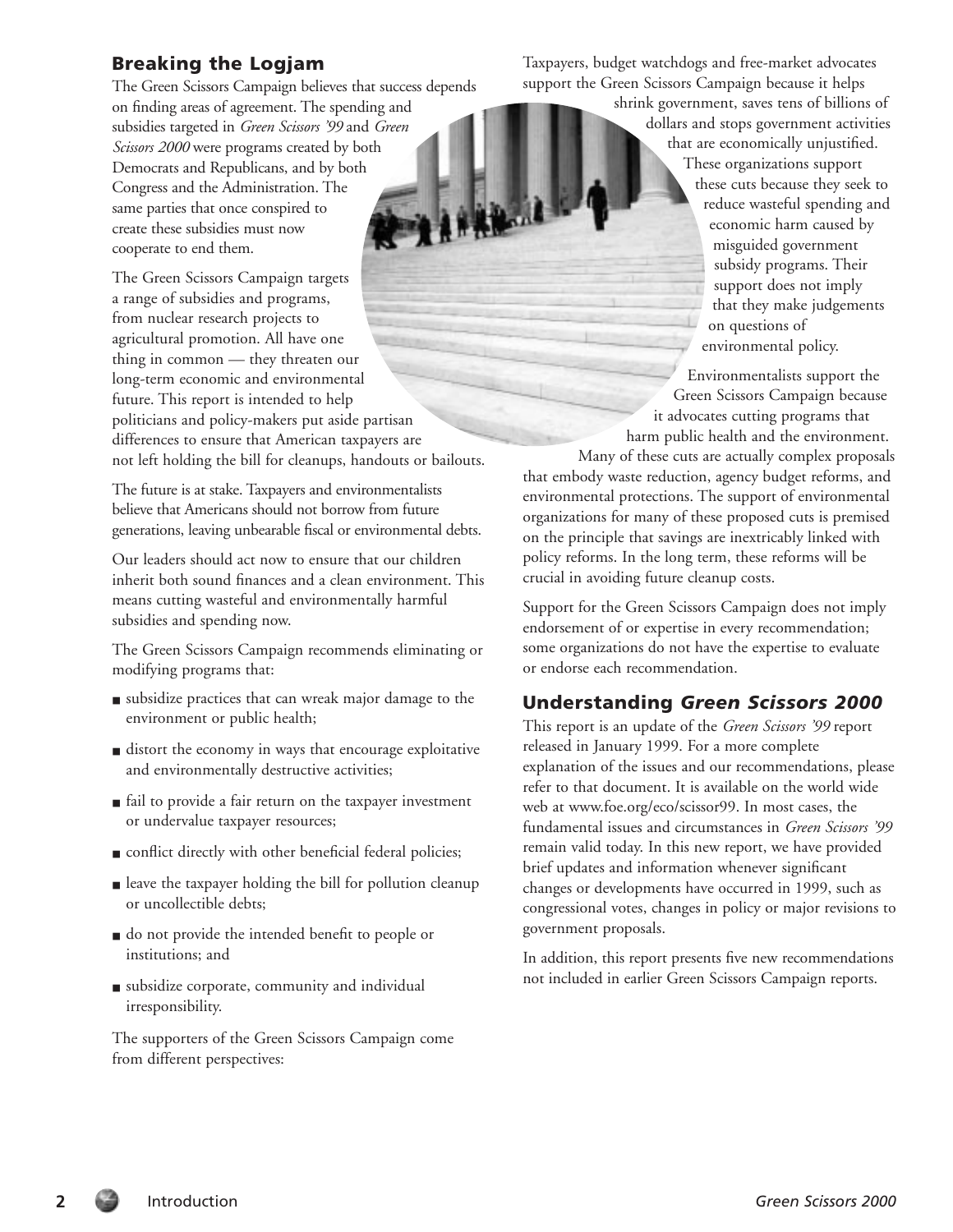## Breaking the Logjam

The Green Scissors Campaign believes that success depends on finding areas of agreement. The spending and subsidies targeted in *Green Scissors '99* and *Green Scissors 2000* were programs created by both Democrats and Republicans, and by both Congress and the Administration. The same parties that once conspired to create these subsidies must now cooperate to end them.

The Green Scissors Campaign targets a range of subsidies and programs, from nuclear research projects to agricultural promotion. All have one thing in common — they threaten our long-term economic and environmental future. This report is intended to help politicians and policy-makers put aside partisan differences to ensure that American taxpayers are not left holding the bill for cleanups, handouts or bailouts.

The future is at stake. Taxpayers and environmentalists believe that Americans should not borrow from future generations, leaving unbearable fiscal or environmental debts.

Our leaders should act now to ensure that our children inherit both sound finances and a clean environment. This means cutting wasteful and environmentally harmful subsidies and spending now.

The Green Scissors Campaign recommends eliminating or modifying programs that:

- subsidize practices that can wreak major damage to the environment or public health;
- distort the economy in ways that encourage exploitative and environmentally destructive activities;
- fail to provide a fair return on the taxpayer investment or undervalue taxpayer resources;
- conflict directly with other beneficial federal policies;
- leave the taxpayer holding the bill for pollution cleanup or uncollectible debts;
- do not provide the intended benefit to people or institutions; and
- subsidize corporate, community and individual irresponsibility.

The supporters of the Green Scissors Campaign come from different perspectives:

Taxpayers, budget watchdogs and free-market advocates support the Green Scissors Campaign because it helps shrink government, saves tens of billions of dollars and stops government activities that are economically unjustified. These organizations support these cuts because they seek to reduce wasteful spending and economic harm caused by misguided government subsidy programs. Their support does not imply that they make judgements on questions of environmental policy.

Environmentalists support the Green Scissors Campaign because it advocates cutting programs that harm public health and the environment. Many of these cuts are actually complex proposals that embody waste reduction, agency budget reforms, and environmental protections. The support of environmental organizations for many of these proposed cuts is premised on the principle that savings are inextricably linked with policy reforms. In the long term, these reforms will be crucial in avoiding future cleanup costs.

Support for the Green Scissors Campaign does not imply endorsement of or expertise in every recommendation; some organizations do not have the expertise to evaluate or endorse each recommendation.

## Understanding *Green Scissors 2000*

This report is an update of the *Green Scissors '99* report released in January 1999. For a more complete explanation of the issues and our recommendations, please refer to that document. It is available on the world wide web at www.foe.org/eco/scissor99. In most cases, the fundamental issues and circumstances in *Green Scissors '99* remain valid today. In this new report, we have provided brief updates and information whenever significant changes or developments have occurred in 1999, such as congressional votes, changes in policy or major revisions to government proposals.

In addition, this report presents five new recommendations not included in earlier Green Scissors Campaign reports.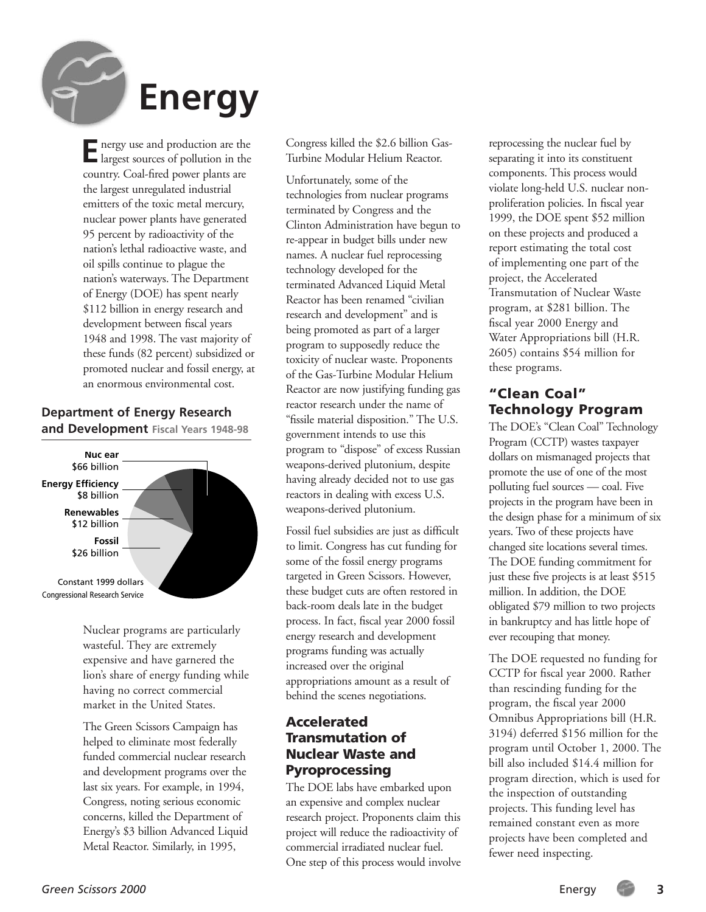# Energy

Energy use and production are the largest sources of pollution in the country. Coal-fired power plants are the largest unregulated industrial emitters of the toxic metal mercury, nuclear power plants have generated 95 percent by radioactivity of the nation's lethal radioactive waste, and oil spills continue to plague the nation's waterways. The Department of Energy (DOE) has spent nearly $112 billion in energy research and development between fiscal years 1948 and 1998. The vast majority of these funds (82 percent) subsidized or promoted nuclear and fossil energy, at an enormous environmental cost.

**Department of Energy Research and Development** Fiscal Years 1948-98

- **Nuc ear** $66 billion
- **Energy Efficiency** $8 billion
- **Renewables** $12 billion
- **Fossil** $26 billion

Constant 1999 dollars
Congressional Research Service

Nuclear programs are particularly wasteful. They are extremely expensive and have garnered the lion's share of energy funding while having no correct commercial market in the United States.

The Green Scissors Campaign has helped to eliminate most federally funded commercial nuclear research and development programs over the last six years. For example, in 1994, Congress, noting serious economic concerns, killed the Department of Energy's $3 billion Advanced Liquid Metal Reactor. Similarly, in 1995, Congress killed the $2.6 billion Gas-Turbine Modular Helium Reactor.

Unfortunately, some of the technologies from nuclear programs terminated by Congress and the Clinton Administration have begun to re-appear in budget bills under new names. A nuclear fuel reprocessing technology developed for the terminated Advanced Liquid Metal Reactor has been renamed "civilian research and development" and is being promoted as part of a larger program to supposedly reduce the toxicity of nuclear waste. Proponents of the Gas-Turbine Modular Helium Reactor are now justifying funding gas reactor research under the name of "fissile material disposition." The U.S. government intends to use this program to "dispose" of excess Russian weapons-derived plutonium, despite having already decided not to use gas reactors in dealing with excess U.S. weapons-derived plutonium.

Fossil fuel subsidies are just as difficult to limit. Congress has cut funding for some of the fossil energy programs targeted in Green Scissors. However, these budget cuts are often restored in back-room deals late in the budget process. In fact, fiscal year 2000 fossil energy research and development programs funding was actually increased over the original appropriations amount as a result of behind the scenes negotiations.

## Accelerated Transmutation of Nuclear Waste and Pyroprocessing

The DOE labs have embarked upon an expensive and complex nuclear research project. Proponents claim this project will reduce the radioactivity of commercial irradiated nuclear fuel. One step of this process would involve reprocessing the nuclear fuel by separating it into its constituent components. This process would violate long-held U.S. nuclear non-proliferation policies. In fiscal year 1999, the DOE spent $52 million on these projects and produced a report estimating the total cost of implementing one part of the project, the Accelerated Transmutation of Nuclear Waste program, at $281 billion. The fiscal year 2000 Energy and Water Appropriations bill (H.R. 2605) contains $54 million for these programs.

## "Clean Coal" Technology Program

The DOE's "Clean Coal" Technology Program (CCTP) wastes taxpayer dollars on mismanaged projects that promote the use of one of the most polluting fuel sources — coal. Five projects in the program have been in the design phase for a minimum of six years. Two of these projects have changed site locations several times. The DOE funding commitment for just these five projects is at least $515 million. In addition, the DOE obligated $79 million to two projects in bankruptcy and has little hope of ever recouping that money.

The DOE requested no funding for CCTP for fiscal year 2000. Rather than rescinding funding for the program, the fiscal year 2000 Omnibus Appropriations bill (H.R. 3194) deferred $156 million for the program until October 1, 2000. The bill also included $14.4 million for program direction, which is used for the inspection of outstanding projects. This funding level has remained constant even as more projects have been completed and fewer need inspecting.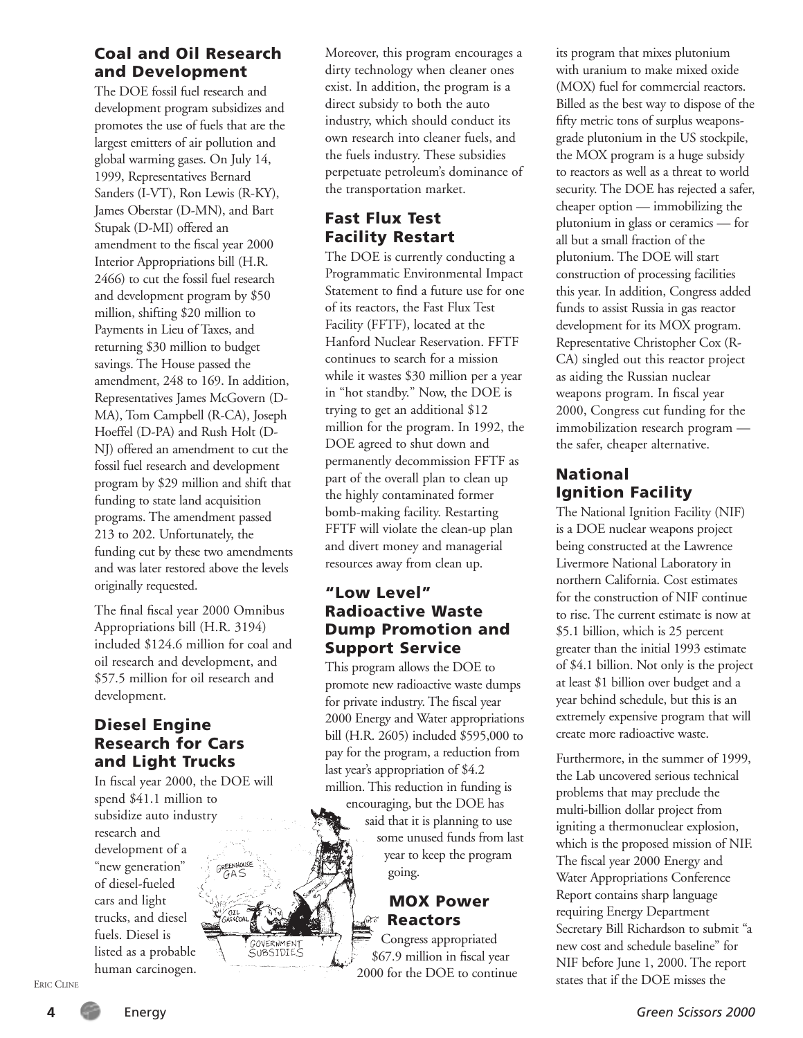## Coal and Oil Research and Development

The DOE fossil fuel research and development program subsidizes and promotes the use of fuels that are the largest emitters of air pollution and global warming gases. On July 14, 1999, Representatives Bernard Sanders (I-VT), Ron Lewis (R-KY), James Oberstar (D-MN), and Bart Stupak (D-MI) offered an amendment to the fiscal year 2000 Interior Appropriations bill (H.R. 2466) to cut the fossil fuel research and development program by $50 million, shifting $20 million to Payments in Lieu of Taxes, and returning $30 million to budget savings. The House passed the amendment, 248 to 169. In addition, Representatives James McGovern (D-MA), Tom Campbell (R-CA), Joseph Hoeffel (D-PA) and Rush Holt (D-NJ) offered an amendment to cut the fossil fuel research and development program by $29 million and shift that funding to state land acquisition programs. The amendment passed 213 to 202. Unfortunately, the funding cut by these two amendments and was later restored above the levels originally requested.

The final fiscal year 2000 Omnibus Appropriations bill (H.R. 3194) included $124.6 million for coal and oil research and development, and $57.5 million for oil research and development.

## Diesel Engine Research for Cars and Light Trucks

In fiscal year 2000, the DOE will spend $41.1 million to subsidize auto industry research and development of a "new generation" of diesel-fueled cars and light trucks, and diesel fuels. Diesel is listed as a probable human carcinogen. Moreover, this program encourages a dirty technology when cleaner ones exist. In addition, the program is a direct subsidy to both the auto industry, which should conduct its own research into cleaner fuels, and the fuels industry. These subsidies perpetuate petroleum's dominance of the transportation market.

## Fast Flux Test Facility Restart

The DOE is currently conducting a Programmatic Environmental Impact Statement to find a future use for one of its reactors, the Fast Flux Test Facility (FFTF), located at the Hanford Nuclear Reservation. FFTF continues to search for a mission while it wastes $30 million per a year in "hot standby." Now, the DOE is trying to get an additional $12 million for the program. In 1992, the DOE agreed to shut down and permanently decommission FFTF as part of the overall plan to clean up the highly contaminated former bomb-making facility. Restarting FFTF will violate the clean-up plan and divert money and managerial resources away from clean up.

## "Low Level" Radioactive Waste Dump Promotion and Support Service

This program allows the DOE to promote new radioactive waste dumps for private industry. The fiscal year 2000 Energy and Water appropriations bill (H.R. 2605) included $595,000 to pay for the program, a reduction from last year's appropriation of $4.2 million. This reduction in funding is encouraging, but the DOE has said that it is planning to use some unused funds from last year to keep the program going.

## MOX Power Reactors

Congress appropriated $67.9 million in fiscal year 2000 for the DOE to continue its program that mixes plutonium with uranium to make mixed oxide (MOX) fuel for commercial reactors. Billed as the best way to dispose of the fifty metric tons of surplus weapons-grade plutonium in the US stockpile, the MOX program is a huge subsidy to reactors as well as a threat to world security. The DOE has rejected a safer, cheaper option — immobilizing the plutonium in glass or ceramics — for all but a small fraction of the plutonium. The DOE will start construction of processing facilities this year. In addition, Congress added funds to assist Russia in gas reactor development for its MOX program. Representative Christopher Cox (R-CA) singled out this reactor project as aiding the Russian nuclear weapons program. In fiscal year 2000, Congress cut funding for the immobilization research program — the safer, cheaper alternative.

## National Ignition Facility

The National Ignition Facility (NIF) is a DOE nuclear weapons project being constructed at the Lawrence Livermore National Laboratory in northern California. Cost estimates for the construction of NIF continue to rise. The current estimate is now at $5.1 billion, which is 25 percent greater than the initial 1993 estimate of $4.1 billion. Not only is the project at least $1 billion over budget and a year behind schedule, but this is an extremely expensive program that will create more radioactive waste.

Furthermore, in the summer of 1999, the Lab uncovered serious technical problems that may preclude the multi-billion dollar project from igniting a thermonuclear explosion, which is the proposed mission of NIF. The fiscal year 2000 Energy and Water Appropriations Conference Report contains sharp language requiring Energy Department Secretary Bill Richardson to submit "a new cost and schedule baseline" for NIF before June 1, 2000. The report states that if the DOE misses the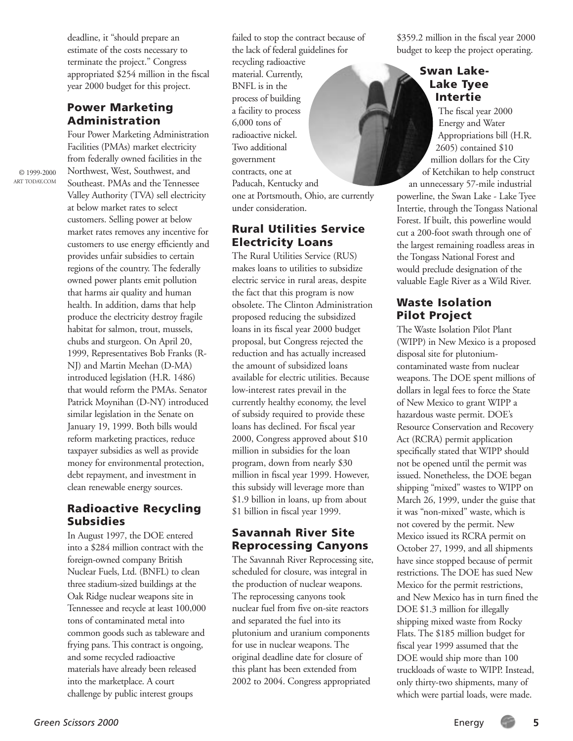deadline, it "should prepare an estimate of the costs necessary to terminate the project." Congress appropriated $254 million in the fiscal year 2000 budget for this project.

## Power Marketing Administration

Four Power Marketing Administration Facilities (PMAs) market electricity from federally owned facilities in the Northwest, West, Southwest, and Southeast. PMAs and the Tennessee Valley Authority (TVA) sell electricity at below market rates to select customers. Selling power at below market rates removes any incentive for customers to use energy efficiently and provides unfair subsidies to certain regions of the country. The federally owned power plants emit pollution that harms air quality and human health. In addition, dams that help produce the electricity destroy fragile habitat for salmon, trout, mussels, chubs and sturgeon. On April 20, 1999, Representatives Bob Franks (R-NJ) and Martin Meehan (D-MA) introduced legislation (H.R. 1486) that would reform the PMAs. Senator Patrick Moynihan (D-NY) introduced similar legislation in the Senate on January 19, 1999. Both bills would reform marketing practices, reduce taxpayer subsidies as well as provide money for environmental protection, debt repayment, and investment in clean renewable energy sources.

© 1999-2000 ART TODAY.COM

## Radioactive Recycling Subsidies

In August 1997, the DOE entered into a $284 million contract with the foreign-owned company British Nuclear Fuels, Ltd. (BNFL) to clean three stadium-sized buildings at the Oak Ridge nuclear weapons site in Tennessee and recycle at least 100,000 tons of contaminated metal into common goods such as tableware and frying pans. This contract is ongoing, and some recycled radioactive materials have already been released into the marketplace. A court challenge by public interest groups failed to stop the contract because of the lack of federal guidelines for recycling radioactive material. Currently, BNFL is in the process of building a facility to process 6,000 tons of radioactive nickel. Two additional government contracts, one at Paducah, Kentucky and one at Portsmouth, Ohio, are currently under consideration.

## Rural Utilities Service Electricity Loans

The Rural Utilities Service (RUS) makes loans to utilities to subsidize electric service in rural areas, despite the fact that this program is now obsolete. The Clinton Administration proposed reducing the subsidized loans in its fiscal year 2000 budget proposal, but Congress rejected the reduction and has actually increased the amount of subsidized loans available for electric utilities. Because low-interest rates prevail in the currently healthy economy, the level of subsidy required to provide these loans has declined. For fiscal year 2000, Congress approved about $10 million in subsidies for the loan program, down from nearly $30 million in fiscal year 1999. However, this subsidy will leverage more than $1.9 billion in loans, up from about $1 billion in fiscal year 1999.

## Savannah River Site Reprocessing Canyons

The Savannah River Reprocessing site, scheduled for closure, was integral in the production of nuclear weapons. The reprocessing canyons took nuclear fuel from five on-site reactors and separated the fuel into its plutonium and uranium components for use in nuclear weapons. The original deadline date for closure of this plant has been extended from 2002 to 2004. Congress appropriated $359.2 million in the fiscal year 2000 budget to keep the project operating.

## Swan Lake-Lake Tyee Intertie

The fiscal year 2000 Energy and Water Appropriations bill (H.R. 2605) contained $10 million dollars for the City of Ketchikan to help construct an unnecessary 57-mile industrial powerline, the Swan Lake - Lake Tyee Intertie, through the Tongass National Forest. If built, this powerline would cut a 200-foot swath through one of the largest remaining roadless areas in the Tongass National Forest and would preclude designation of the valuable Eagle River as a Wild River.

## Waste Isolation Pilot Project

The Waste Isolation Pilot Plant (WIPP) in New Mexico is a proposed disposal site for plutonium-contaminated waste from nuclear weapons. The DOE spent millions of dollars in legal fees to force the State of New Mexico to grant WIPP a hazardous waste permit. DOE's Resource Conservation and Recovery Act (RCRA) permit application specifically stated that WIPP should not be opened until the permit was issued. Nonetheless, the DOE began shipping "mixed" wastes to WIPP on March 26, 1999, under the guise that it was "non-mixed" waste, which is not covered by the permit. New Mexico issued its RCRA permit on October 27, 1999, and all shipments have since stopped because of permit restrictions. The DOE has sued New Mexico for the permit restrictions, and New Mexico has in turn fined the DOE $1.3 million for illegally shipping mixed waste from Rocky Flats. The $185 million budget for fiscal year 1999 assumed that the DOE would ship more than 100 truckloads of waste to WIPP. Instead, only thirty-two shipments, many of which were partial loads, were made.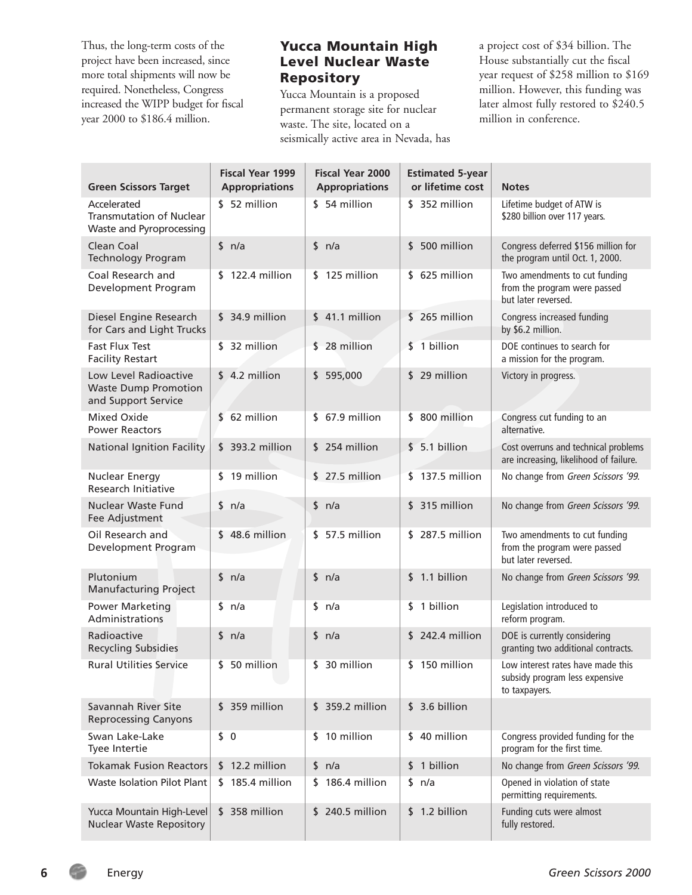Thus, the long-term costs of the project have been increased, since more total shipments will now be required. Nonetheless, Congress increased the WIPP budget for fiscal year 2000 to $186.4 million.

### Yucca Mountain High Level Nuclear Waste Repository

Yucca Mountain is a proposed permanent storage site for nuclear waste. The site, located on a seismically active area in Nevada, has a project cost of $34 billion. The House substantially cut the fiscal year request of $258 million to $169 million. However, this funding was later almost fully restored to $240.5 million in conference.

| Green Scissors Target | Fiscal Year 1999 Appropriations | Fiscal Year 2000 Appropriations | Estimated 5-year or lifetime cost | Notes |
|---|---|---|---|---|
| Accelerated Transmutation of Nuclear Waste and Pyroprocessing | $ 52 million | $ 54 million | $ 352 million | Lifetime budget of ATW is $280 billion over 117 years. |
| Clean Coal Technology Program | $ n/a | $ n/a | $ 500 million | Congress deferred $156 million for the program until Oct. 1, 2000. |
| Coal Research and Development Program | $ 122.4 million | $ 125 million | $ 625 million | Two amendments to cut funding from the program were passed but later reversed. |
| Diesel Engine Research for Cars and Light Trucks | $ 34.9 million | $ 41.1 million | $ 265 million | Congress increased funding by $6.2 million. |
| Fast Flux Test Facility Restart | $ 32 million | $ 28 million | $ 1 billion | DOE continues to search for a mission for the program. |
| Low Level Radioactive Waste Dump Promotion and Support Service | $ 4.2 million | $ 595,000 | $ 29 million | Victory in progress. |
| Mixed Oxide Power Reactors | $ 62 million | $ 67.9 million | $ 800 million | Congress cut funding to an alternative. |
| National Ignition Facility | $ 393.2 million | $ 254 million | $ 5.1 billion | Cost overruns and technical problems are increasing, likelihood of failure. |
| Nuclear Energy Research Initiative | $ 19 million | $ 27.5 million | $ 137.5 million | No change from *Green Scissors '99*. |
| Nuclear Waste Fund Fee Adjustment | $ n/a | $ n/a | $ 315 million | No change from *Green Scissors '99*. |
| Oil Research and Development Program | $ 48.6 million | $ 57.5 million | $ 287.5 million | Two amendments to cut funding from the program were passed but later reversed. |
| Plutonium Manufacturing Project | $ n/a | $ n/a | $ 1.1 billion | No change from *Green Scissors '99*. |
| Power Marketing Administrations | $ n/a | $ n/a | $ 1 billion | Legislation introduced to reform program. |
| Radioactive Recycling Subsidies | $ n/a | $ n/a | $ 242.4 million | DOE is currently considering granting two additional contracts. |
| Rural Utilities Service | $ 50 million | $ 30 million | $ 150 million | Low interest rates have made this subsidy program less expensive to taxpayers. |
| Savannah River Site Reprocessing Canyons | $ 359 million | $ 359.2 million | $ 3.6 billion | |
| Swan Lake-Lake Tyee Intertie | $ 0 | $ 10 million | $ 40 million | Congress provided funding for the program for the first time. |
| Tokamak Fusion Reactors | $ 12.2 million | $ n/a | $ 1 billion | No change from *Green Scissors '99*. |
| Waste Isolation Pilot Plant | $ 185.4 million | $ 186.4 million | $ n/a | Opened in violation of state permitting requirements. |
| Yucca Mountain High-Level Nuclear Waste Repository | $ 358 million | $ 240.5 million | $ 1.2 billion | Funding cuts were almost fully restored. |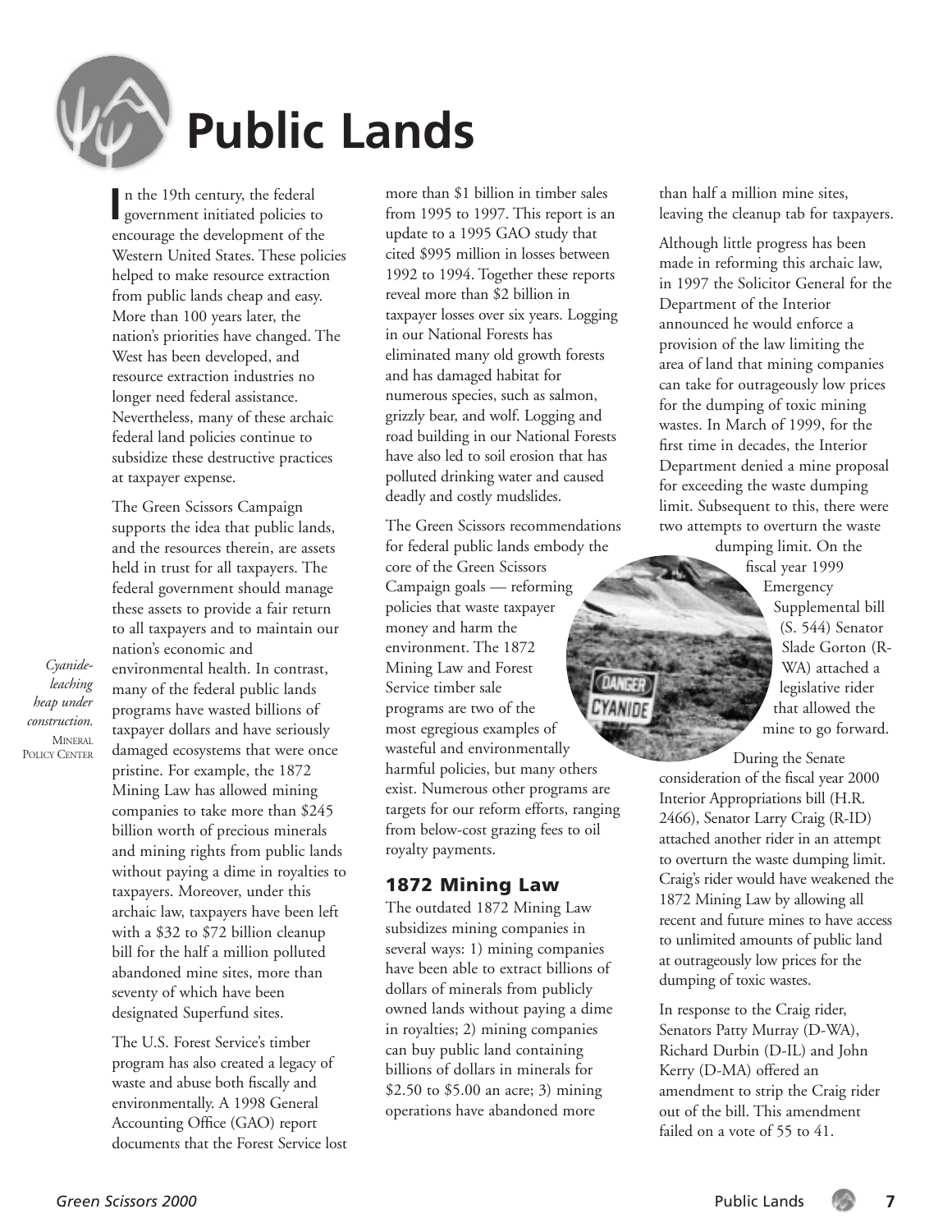# Public Lands

In the 19th century, the federal government initiated policies to encourage the development of the Western United States. These policies helped to make resource extraction from public lands cheap and easy. More than 100 years later, the nation's priorities have changed. The West has been developed, and resource extraction industries no longer need federal assistance. Nevertheless, many of these archaic federal land policies continue to subsidize these destructive practices at taxpayer expense.

The Green Scissors Campaign supports the idea that public lands, and the resources therein, are assets held in trust for all taxpayers. The federal government should manage these assets to provide a fair return to all taxpayers and to maintain our nation's economic and environmental health. In contrast, many of the federal public lands programs have wasted billions of taxpayer dollars and have seriously damaged ecosystems that were once pristine. For example, the 1872 Mining Law has allowed mining companies to take more than $245 billion worth of precious minerals and mining rights from public lands without paying a dime in royalties to taxpayers. Moreover, under this archaic law, taxpayers have been left with a $32 to $72 billion cleanup bill for the half a million polluted abandoned mine sites, more than seventy of which have been designated Superfund sites.

*Cyanide-leaching heap under construction.* MINERAL POLICY CENTER

The U.S. Forest Service's timber program has also created a legacy of waste and abuse both fiscally and environmentally. A 1998 General Accounting Office (GAO) report documents that the Forest Service lost more than $1 billion in timber sales from 1995 to 1997. This report is an update to a 1995 GAO study that cited $995 million in losses between 1992 to 1994. Together these reports reveal more than $2 billion in taxpayer losses over six years. Logging in our National Forests has eliminated many old growth forests and has damaged habitat for numerous species, such as salmon, grizzly bear, and wolf. Logging and road building in our National Forests have also led to soil erosion that has polluted drinking water and caused deadly and costly mudslides.

The Green Scissors recommendations for federal public lands embody the core of the Green Scissors Campaign goals — reforming policies that waste taxpayer money and harm the environment. The 1872 Mining Law and Forest Service timber sale programs are two of the most egregious examples of wasteful and environmentally harmful policies, but many others exist. Numerous other programs are targets for our reform efforts, ranging from below-cost grazing fees to oil royalty payments.

## 1872 Mining Law

The outdated 1872 Mining Law subsidizes mining companies in several ways: 1) mining companies have been able to extract billions of dollars of minerals from publicly owned lands without paying a dime in royalties; 2) mining companies can buy public land containing billions of dollars in minerals for $2.50 to $5.00 an acre; 3) mining operations have abandoned more than half a million mine sites, leaving the cleanup tab for taxpayers.

Although little progress has been made in reforming this archaic law, in 1997 the Solicitor General for the Department of the Interior announced he would enforce a provision of the law limiting the area of land that mining companies can take for outrageously low prices for the dumping of toxic mining wastes. In March of 1999, for the first time in decades, the Interior Department denied a mine proposal for exceeding the waste dumping limit. Subsequent to this, there were two attempts to overturn the waste dumping limit. On the fiscal year 1999 Emergency Supplemental bill (S. 544) Senator Slade Gorton (R-WA) attached a legislative rider that allowed the mine to go forward.

During the Senate consideration of the fiscal year 2000 Interior Appropriations bill (H.R. 2466), Senator Larry Craig (R-ID) attached another rider in an attempt to overturn the waste dumping limit. Craig's rider would have weakened the 1872 Mining Law by allowing all recent and future mines to have access to unlimited amounts of public land at outrageously low prices for the dumping of toxic wastes.

In response to the Craig rider, Senators Patty Murray (D-WA), Richard Durbin (D-IL) and John Kerry (D-MA) offered an amendment to strip the Craig rider out of the bill. This amendment failed on a vote of 55 to 41.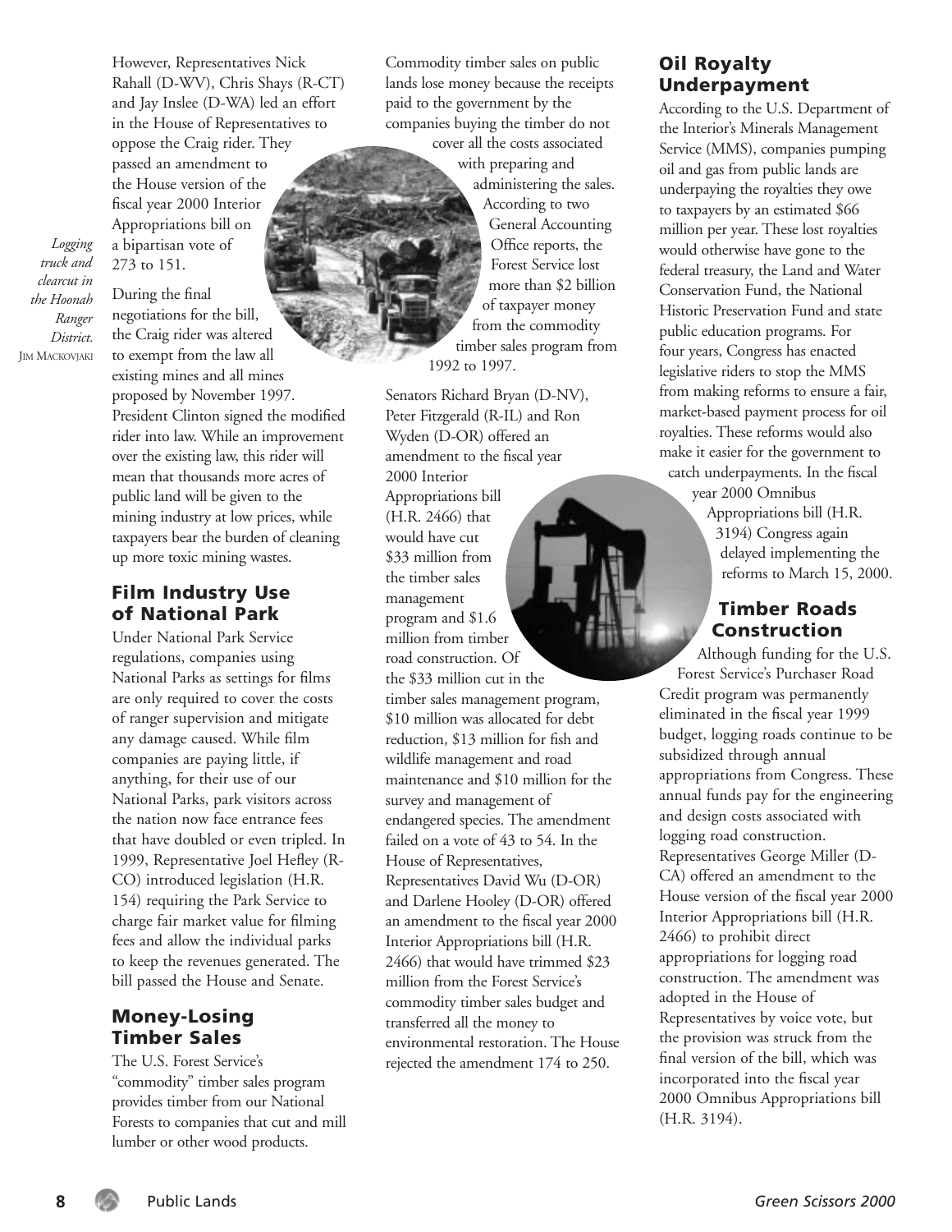However, Representatives Nick Rahall (D-WV), Chris Shays (R-CT) and Jay Inslee (D-WA) led an effort in the House of Representatives to oppose the Craig rider. They passed an amendment to the House version of the fiscal year 2000 Interior Appropriations bill on a bipartisan vote of 273 to 151.

*Logging truck and clearcut in the Hoonah Ranger District.* JIM MACKOVJAKI

During the final negotiations for the bill, the Craig rider was altered to exempt from the law all existing mines and all mines proposed by November 1997. President Clinton signed the modified rider into law. While an improvement over the existing law, this rider will mean that thousands more acres of public land will be given to the mining industry at low prices, while taxpayers bear the burden of cleaning up more toxic mining wastes.

## Film Industry Use of National Park

Under National Park Service regulations, companies using National Parks as settings for films are only required to cover the costs of ranger supervision and mitigate any damage caused. While film companies are paying little, if anything, for their use of our National Parks, park visitors across the nation now face entrance fees that have doubled or even tripled. In 1999, Representative Joel Hefley (R-CO) introduced legislation (H.R. 154) requiring the Park Service to charge fair market value for filming fees and allow the individual parks to keep the revenues generated. The bill passed the House and Senate.

## Money-Losing Timber Sales

The U.S. Forest Service's "commodity" timber sales program provides timber from our National Forests to companies that cut and mill lumber or other wood products. Commodity timber sales on public lands lose money because the receipts paid to the government by the companies buying the timber do not cover all the costs associated with preparing and administering the sales. According to two General Accounting Office reports, the Forest Service lost more than $2 billion of taxpayer money from the commodity timber sales program from 1992 to 1997.

Senators Richard Bryan (D-NV), Peter Fitzgerald (R-IL) and Ron Wyden (D-OR) offered an amendment to the fiscal year 2000 Interior Appropriations bill (H.R. 2466) that would have cut $33 million from the timber sales management program and $1.6 million from timber road construction. Of the $33 million cut in the timber sales management program, $10 million was allocated for debt reduction, $13 million for fish and wildlife management and road maintenance and $10 million for the survey and management of endangered species. The amendment failed on a vote of 43 to 54. In the House of Representatives, Representatives David Wu (D-OR) and Darlene Hooley (D-OR) offered an amendment to the fiscal year 2000 Interior Appropriations bill (H.R. 2466) that would have trimmed $23 million from the Forest Service's commodity timber sales budget and transferred all the money to environmental restoration. The House rejected the amendment 174 to 250.

## Oil Royalty Underpayment

According to the U.S. Department of the Interior's Minerals Management Service (MMS), companies pumping oil and gas from public lands are underpaying the royalties they owe to taxpayers by an estimated $66 million per year. These lost royalties would otherwise have gone to the federal treasury, the Land and Water Conservation Fund, the National Historic Preservation Fund and state public education programs. For four years, Congress has enacted legislative riders to stop the MMS from making reforms to ensure a fair, market-based payment process for oil royalties. These reforms would also make it easier for the government to catch underpayments. In the fiscal year 2000 Omnibus Appropriations bill (H.R. 3194) Congress again delayed implementing the reforms to March 15, 2000.

## Timber Roads Construction

Although funding for the U.S. Forest Service's Purchaser Road Credit program was permanently eliminated in the fiscal year 1999 budget, logging roads continue to be subsidized through annual appropriations from Congress. These annual funds pay for the engineering and design costs associated with logging road construction. Representatives George Miller (D-CA) offered an amendment to the House version of the fiscal year 2000 Interior Appropriations bill (H.R. 2466) to prohibit direct appropriations for logging road construction. The amendment was adopted in the House of Representatives by voice vote, but the provision was struck from the final version of the bill, which was incorporated into the fiscal year 2000 Omnibus Appropriations bill (H.R. 3194).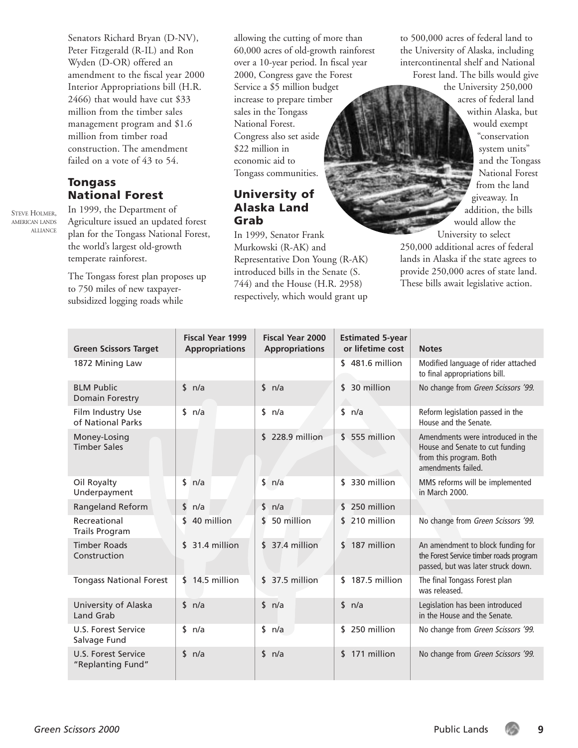Senators Richard Bryan (D-NV), Peter Fitzgerald (R-IL) and Ron Wyden (D-OR) offered an amendment to the fiscal year 2000 Interior Appropriations bill (H.R. 2466) that would have cut $33 million from the timber sales management program and $1.6 million from timber road construction. The amendment failed on a vote of 43 to 54.

## Tongass National Forest

STEVE HOLMER, AMERICAN LANDS ALLIANCE

In 1999, the Department of Agriculture issued an updated forest plan for the Tongass National Forest, the world's largest old-growth temperate rainforest.

The Tongass forest plan proposes up to 750 miles of new taxpayer-subsidized logging roads while allowing the cutting of more than 60,000 acres of old-growth rainforest over a 10-year period. In fiscal year 2000, Congress gave the Forest Service a $5 million budget increase to prepare timber sales in the Tongass National Forest. Congress also set aside $22 million in economic aid to Tongass communities.

## University of Alaska Land Grab

In 1999, Senator Frank Murkowski (R-AK) and Representative Don Young (R-AK) introduced bills in the Senate (S. 744) and the House (H.R. 2958) respectively, which would grant up to 500,000 acres of federal land to the University of Alaska, including intercontinental shelf and National Forest land. The bills would give the University 250,000 acres of federal land within Alaska, but would exempt "conservation system units" and the Tongass National Forest from the land giveaway. In addition, the bills would allow the University to select 250,000 additional acres of federal lands in Alaska if the state agrees to provide 250,000 acres of state land. These bills await legislative action.

| Green Scissors Target | Fiscal Year 1999 Appropriations | Fiscal Year 2000 Appropriations | Estimated 5-year or lifetime cost | Notes |
|---|---|---|---|---|
| 1872 Mining Law | | | $ 481.6 million | Modified language of rider attached to final appropriations bill. |
| BLM Public Domain Forestry | $ n/a | $ n/a | $ 30 million | No change from *Green Scissors '99*. |
| Film Industry Use of National Parks | $ n/a | $ n/a | $ n/a | Reform legislation passed in the House and the Senate. |
| Money-Losing Timber Sales | | $ 228.9 million | $ 555 million | Amendments were introduced in the House and Senate to cut funding from this program. Both amendments failed. |
| Oil Royalty Underpayment | $ n/a | $ n/a | $ 330 million | MMS reforms will be implemented in March 2000. |
| Rangeland Reform | $ n/a | $ n/a | $ 250 million | |
| Recreational Trails Program | $ 40 million | $ 50 million | $ 210 million | No change from *Green Scissors '99*. |
| Timber Roads Construction | $ 31.4 million | $ 37.4 million | $ 187 million | An amendment to block funding for the Forest Service timber roads program passed, but was later struck down. |
| Tongass National Forest | $ 14.5 million | $ 37.5 million | $ 187.5 million | The final Tongass Forest plan was released. |
| University of Alaska Land Grab | $ n/a | $ n/a | $ n/a | Legislation has been introduced in the House and the Senate. |
| U.S. Forest Service Salvage Fund | $ n/a | $ n/a | $ 250 million | No change from *Green Scissors '99*. |
| U.S. Forest Service "Replanting Fund" | $ n/a | $ n/a | $ 171 million | No change from *Green Scissors '99*. |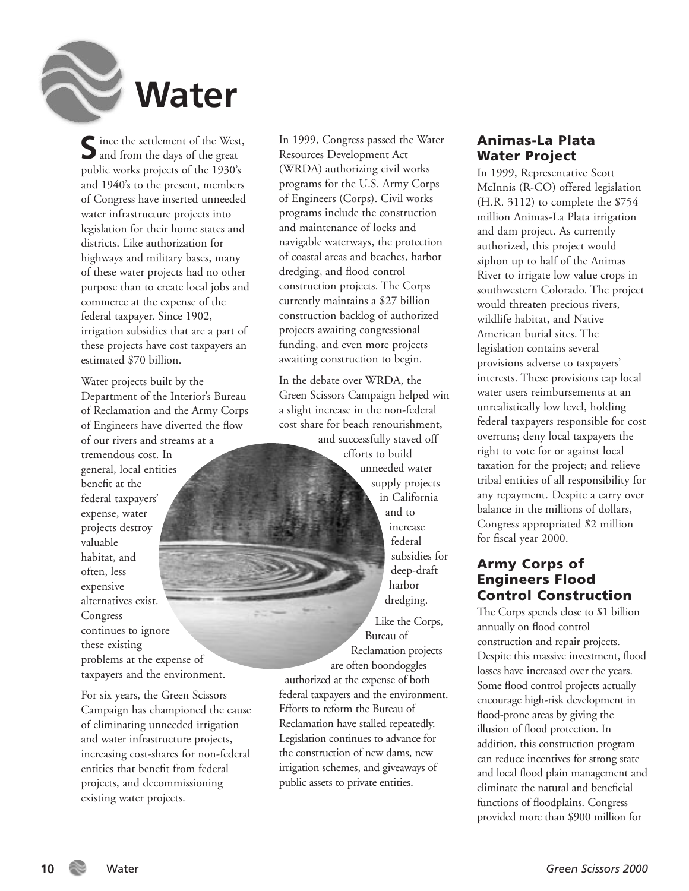# Water

Since the settlement of the West, and from the days of the great public works projects of the 1930's and 1940's to the present, members of Congress have inserted unneeded water infrastructure projects into legislation for their home states and districts. Like authorization for highways and military bases, many of these water projects had no other purpose than to create local jobs and commerce at the expense of the federal taxpayer. Since 1902, irrigation subsidies that are a part of these projects have cost taxpayers an estimated $70 billion.

Water projects built by the Department of the Interior's Bureau of Reclamation and the Army Corps of Engineers have diverted the flow of our rivers and streams at a tremendous cost. In general, local entities benefit at the federal taxpayers' expense, water projects destroy valuable habitat, and often, less expensive alternatives exist. Congress continues to ignore these existing problems at the expense of taxpayers and the environment.

For six years, the Green Scissors Campaign has championed the cause of eliminating unneeded irrigation and water infrastructure projects, increasing cost-shares for non-federal entities that benefit from federal projects, and decommissioning existing water projects.

In 1999, Congress passed the Water Resources Development Act (WRDA) authorizing civil works programs for the U.S. Army Corps of Engineers (Corps). Civil works programs include the construction and maintenance of locks and navigable waterways, the protection of coastal areas and beaches, harbor dredging, and flood control construction projects. The Corps currently maintains a $27 billion construction backlog of authorized projects awaiting congressional funding, and even more projects awaiting construction to begin.

In the debate over WRDA, the Green Scissors Campaign helped win a slight increase in the non-federal cost share for beach renourishment, and successfully staved off efforts to build unneeded water supply projects in California and to increase federal subsidies for deep-draft harbor dredging.

Like the Corps, Bureau of Reclamation projects are often boondoggles authorized at the expense of both federal taxpayers and the environment. Efforts to reform the Bureau of Reclamation have stalled repeatedly. Legislation continues to advance for the construction of new dams, new irrigation schemes, and giveaways of public assets to private entities.

## Animas-La Plata Water Project

In 1999, Representative Scott McInnis (R-CO) offered legislation (H.R. 3112) to complete the $754 million Animas-La Plata irrigation and dam project. As currently authorized, this project would siphon up to half of the Animas River to irrigate low value crops in southwestern Colorado. The project would threaten precious rivers, wildlife habitat, and Native American burial sites. The legislation contains several provisions adverse to taxpayers' interests. These provisions cap local water users reimbursements at an unrealistically low level, holding federal taxpayers responsible for cost overruns; deny local taxpayers the right to vote for or against local taxation for the project; and relieve tribal entities of all responsibility for any repayment. Despite a carry over balance in the millions of dollars, Congress appropriated $2 million for fiscal year 2000.

## Army Corps of Engineers Flood Control Construction

The Corps spends close to $1 billion annually on flood control construction and repair projects. Despite this massive investment, flood losses have increased over the years. Some flood control projects actually encourage high-risk development in flood-prone areas by giving the illusion of flood protection. In addition, this construction program can reduce incentives for strong state and local flood plain management and eliminate the natural and beneficial functions of floodplains. Congress provided more than $900 million for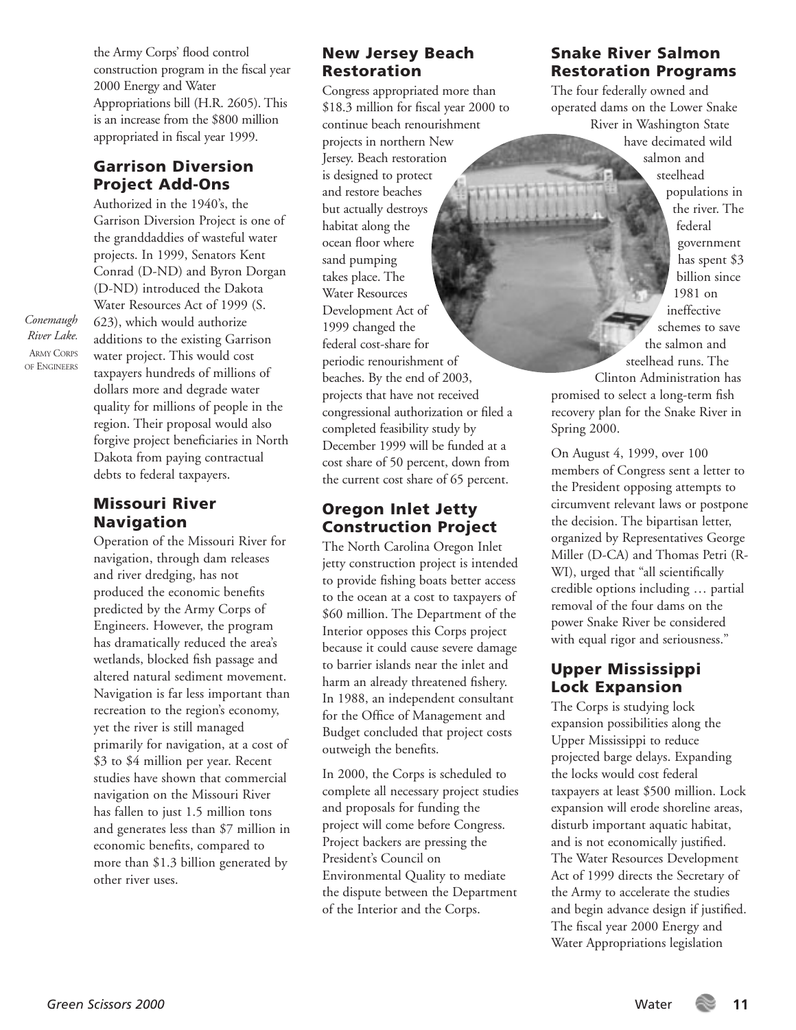the Army Corps' flood control construction program in the fiscal year 2000 Energy and Water Appropriations bill (H.R. 2605). This is an increase from the $800 million appropriated in fiscal year 1999.

### Garrison Diversion Project Add-Ons

Authorized in the 1940's, the Garrison Diversion Project is one of the granddaddies of wasteful water projects. In 1999, Senators Kent Conrad (D-ND) and Byron Dorgan (D-ND) introduced the Dakota Water Resources Act of 1999 (S. 623), which would authorize additions to the existing Garrison water project. This would cost taxpayers hundreds of millions of dollars more and degrade water quality for millions of people in the region. Their proposal would also forgive project beneficiaries in North Dakota from paying contractual debts to federal taxpayers.

*Conemaugh River Lake.* ARMY CORPS OF ENGINEERS

### Missouri River Navigation

Operation of the Missouri River for navigation, through dam releases and river dredging, has not produced the economic benefits predicted by the Army Corps of Engineers. However, the program has dramatically reduced the area's wetlands, blocked fish passage and altered natural sediment movement. Navigation is far less important than recreation to the region's economy, yet the river is still managed primarily for navigation, at a cost of $3 to $4 million per year. Recent studies have shown that commercial navigation on the Missouri River has fallen to just 1.5 million tons and generates less than $7 million in economic benefits, compared to more than $1.3 billion generated by other river uses.

### New Jersey Beach Restoration

Congress appropriated more than $18.3 million for fiscal year 2000 to continue beach renourishment projects in northern New Jersey. Beach restoration is designed to protect and restore beaches but actually destroys habitat along the ocean floor where sand pumping takes place. The Water Resources Development Act of 1999 changed the federal cost-share for periodic renourishment of beaches. By the end of 2003, projects that have not received congressional authorization or filed a completed feasibility study by December 1999 will be funded at a cost share of 50 percent, down from the current cost share of 65 percent.

### Oregon Inlet Jetty Construction Project

The North Carolina Oregon Inlet jetty construction project is intended to provide fishing boats better access to the ocean at a cost to taxpayers of $60 million. The Department of the Interior opposes this Corps project because it could cause severe damage to barrier islands near the inlet and harm an already threatened fishery. In 1988, an independent consultant for the Office of Management and Budget concluded that project costs outweigh the benefits.

In 2000, the Corps is scheduled to complete all necessary project studies and proposals for funding the project will come before Congress. Project backers are pressing the President's Council on Environmental Quality to mediate the dispute between the Department of the Interior and the Corps.

### Snake River Salmon Restoration Programs

The four federally owned and operated dams on the Lower Snake River in Washington State have decimated wild salmon and steelhead populations in the river. The federal government has spent $3 billion since 1981 on ineffective schemes to save the salmon and steelhead runs. The Clinton Administration has promised to select a long-term fish recovery plan for the Snake River in Spring 2000.

On August 4, 1999, over 100 members of Congress sent a letter to the President opposing attempts to circumvent relevant laws or postpone the decision. The bipartisan letter, organized by Representatives George Miller (D-CA) and Thomas Petri (R-WI), urged that "all scientifically credible options including … partial removal of the four dams on the power Snake River be considered with equal rigor and seriousness."

### Upper Mississippi Lock Expansion

The Corps is studying lock expansion possibilities along the Upper Mississippi to reduce projected barge delays. Expanding the locks would cost federal taxpayers at least $500 million. Lock expansion will erode shoreline areas, disturb important aquatic habitat, and is not economically justified. The Water Resources Development Act of 1999 directs the Secretary of the Army to accelerate the studies and begin advance design if justified. The fiscal year 2000 Energy and Water Appropriations legislation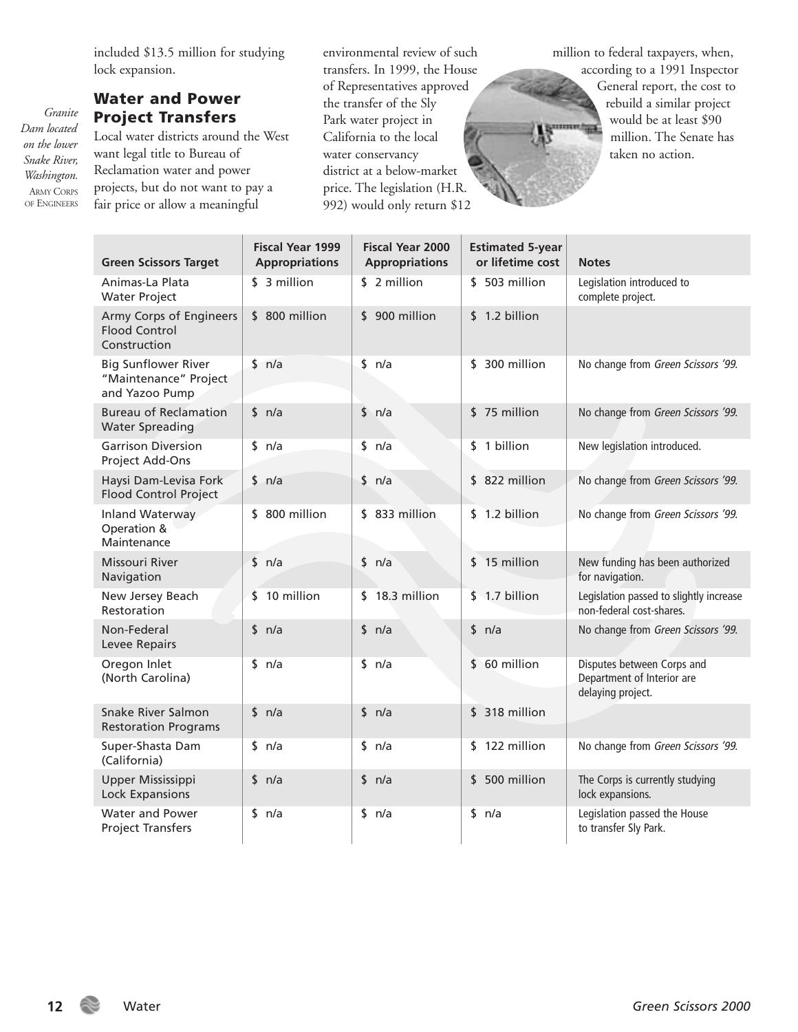included $13.5 million for studying lock expansion.

## Water and Power Project Transfers

Local water districts around the West want legal title to Bureau of Reclamation water and power projects, but do not want to pay a fair price or allow a meaningful environmental review of such transfers. In 1999, the House of Representatives approved the transfer of the Sly Park water project in California to the local water conservancy district at a below-market price. The legislation (H.R. 992) would only return $12 million to federal taxpayers, when, according to a 1991 Inspector General report, the cost to rebuild a similar project would be at least $90 million. The Senate has taken no action.

*Granite Dam located on the lower Snake River, Washington.* ARMY CORPS OF ENGINEERS

| Green Scissors Target | Fiscal Year 1999 Appropriations | Fiscal Year 2000 Appropriations | Estimated 5-year or lifetime cost | Notes |
|---|---|---|---|---|
| Animas-La Plata Water Project | $ 3 million | $ 2 million | $ 503 million | Legislation introduced to complete project. |
| Army Corps of Engineers Flood Control Construction | $ 800 million | $ 900 million | $ 1.2 billion | |
| Big Sunflower River "Maintenance" Project and Yazoo Pump | $ n/a | $ n/a | $ 300 million | No change from *Green Scissors '99.* |
| Bureau of Reclamation Water Spreading | $ n/a | $ n/a | $ 75 million | No change from *Green Scissors '99.* |
| Garrison Diversion Project Add-Ons | $ n/a | $ n/a | $ 1 billion | New legislation introduced. |
| Haysi Dam-Levisa Fork Flood Control Project | $ n/a | $ n/a | $ 822 million | No change from *Green Scissors '99.* |
| Inland Waterway Operation & Maintenance | $ 800 million | $ 833 million | $ 1.2 billion | No change from *Green Scissors '99.* |
| Missouri River Navigation | $ n/a | $ n/a | $ 15 million | New funding has been authorized for navigation. |
| New Jersey Beach Restoration | $ 10 million | $ 18.3 million | $ 1.7 billion | Legislation passed to slightly increase non-federal cost-shares. |
| Non-Federal Levee Repairs | $ n/a | $ n/a | $ n/a | No change from *Green Scissors '99.* |
| Oregon Inlet (North Carolina) | $ n/a | $ n/a | $ 60 million | Disputes between Corps and Department of Interior are delaying project. |
| Snake River Salmon Restoration Programs | $ n/a | $ n/a | $ 318 million | |
| Super-Shasta Dam (California) | $ n/a | $ n/a | $ 122 million | No change from *Green Scissors '99.* |
| Upper Mississippi Lock Expansions | $ n/a | $ n/a | $ 500 million | The Corps is currently studying lock expansions. |
| Water and Power Project Transfers | $ n/a | $ n/a | $ n/a | Legislation passed the House to transfer Sly Park. |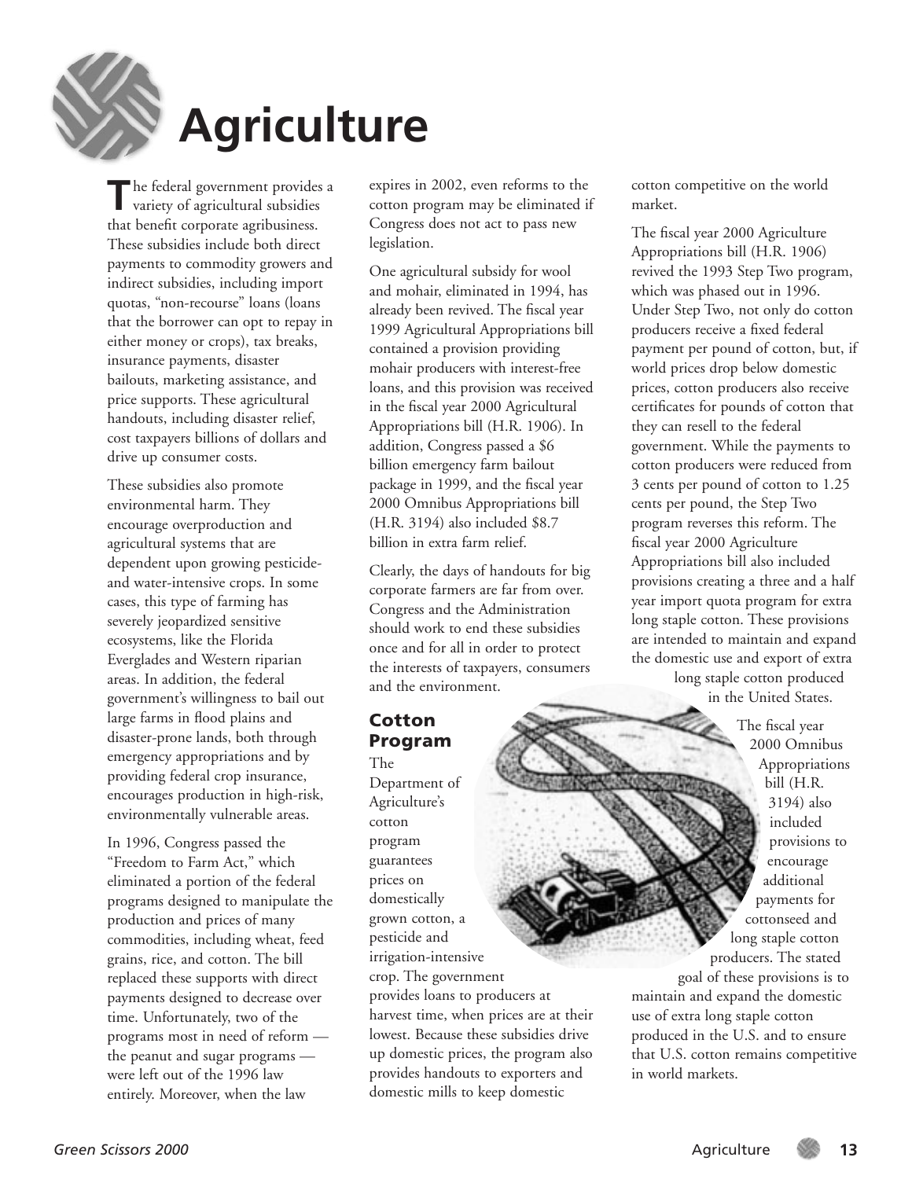# Agriculture

The federal government provides a variety of agricultural subsidies that benefit corporate agribusiness. These subsidies include both direct payments to commodity growers and indirect subsidies, including import quotas, "non-recourse" loans (loans that the borrower can opt to repay in either money or crops), tax breaks, insurance payments, disaster bailouts, marketing assistance, and price supports. These agricultural handouts, including disaster relief, cost taxpayers billions of dollars and drive up consumer costs.

These subsidies also promote environmental harm. They encourage overproduction and agricultural systems that are dependent upon growing pesticide- and water-intensive crops. In some cases, this type of farming has severely jeopardized sensitive ecosystems, like the Florida Everglades and Western riparian areas. In addition, the federal government's willingness to bail out large farms in flood plains and disaster-prone lands, both through emergency appropriations and by providing federal crop insurance, encourages production in high-risk, environmentally vulnerable areas.

In 1996, Congress passed the "Freedom to Farm Act," which eliminated a portion of the federal programs designed to manipulate the production and prices of many commodities, including wheat, feed grains, rice, and cotton. The bill replaced these supports with direct payments designed to decrease over time. Unfortunately, two of the programs most in need of reform — the peanut and sugar programs — were left out of the 1996 law entirely. Moreover, when the law expires in 2002, even reforms to the cotton program may be eliminated if Congress does not act to pass new legislation.

One agricultural subsidy for wool and mohair, eliminated in 1994, has already been revived. The fiscal year 1999 Agricultural Appropriations bill contained a provision providing mohair producers with interest-free loans, and this provision was received in the fiscal year 2000 Agricultural Appropriations bill (H.R. 1906). In addition, Congress passed a $6 billion emergency farm bailout package in 1999, and the fiscal year 2000 Omnibus Appropriations bill (H.R. 3194) also included $8.7 billion in extra farm relief.

Clearly, the days of handouts for big corporate farmers are far from over. Congress and the Administration should work to end these subsidies once and for all in order to protect the interests of taxpayers, consumers and the environment.

## Cotton Program

The Department of Agriculture's cotton program guarantees prices on domestically grown cotton, a pesticide and irrigation-intensive crop. The government provides loans to producers at harvest time, when prices are at their lowest. Because these subsidies drive up domestic prices, the program also provides handouts to exporters and domestic mills to keep domestic cotton competitive on the world market.

The fiscal year 2000 Agriculture Appropriations bill (H.R. 1906) revived the 1993 Step Two program, which was phased out in 1996. Under Step Two, not only do cotton producers receive a fixed federal payment per pound of cotton, but, if world prices drop below domestic prices, cotton producers also receive certificates for pounds of cotton that they can resell to the federal government. While the payments to cotton producers were reduced from 3 cents per pound of cotton to 1.25 cents per pound, the Step Two program reverses this reform. The fiscal year 2000 Agriculture Appropriations bill also included provisions creating a three and a half year import quota program for extra long staple cotton. These provisions are intended to maintain and expand the domestic use and export of extra long staple cotton produced in the United States.

The fiscal year 2000 Omnibus Appropriations bill (H.R. 3194) also included provisions to encourage additional payments for cottonseed and long staple cotton producers. The stated goal of these provisions is to maintain and expand the domestic use of extra long staple cotton produced in the U.S. and to ensure that U.S. cotton remains competitive in world markets.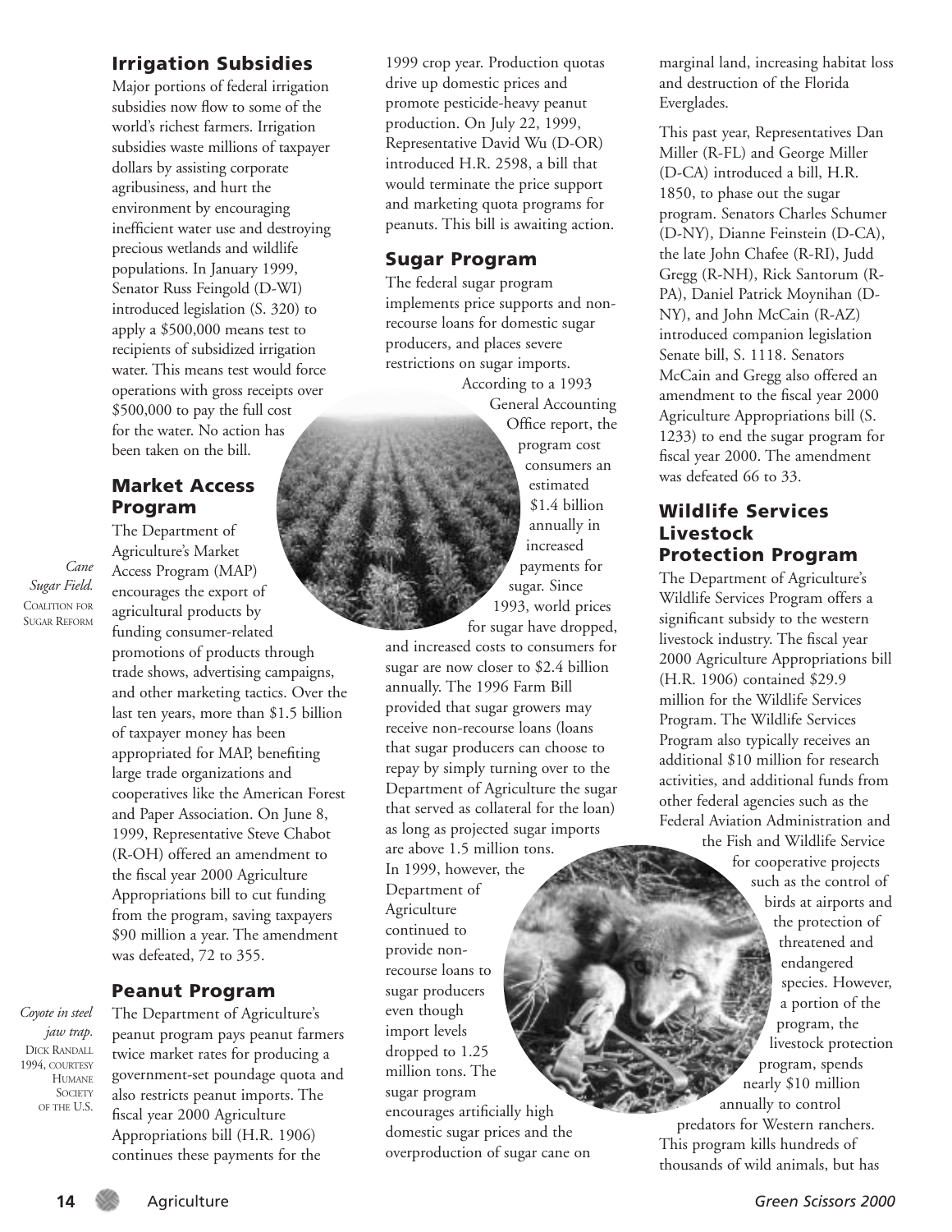## Irrigation Subsidies

Major portions of federal irrigation subsidies now flow to some of the world's richest farmers. Irrigation subsidies waste millions of taxpayer dollars by assisting corporate agribusiness, and hurt the environment by encouraging inefficient water use and destroying precious wetlands and wildlife populations. In January 1999, Senator Russ Feingold (D-WI) introduced legislation (S. 320) to apply a $500,000 means test to recipients of subsidized irrigation water. This means test would force operations with gross receipts over $500,000 to pay the full cost for the water. No action has been taken on the bill.

## Market Access Program

The Department of Agriculture's Market Access Program (MAP) encourages the export of agricultural products by funding consumer-related promotions of products through trade shows, advertising campaigns, and other marketing tactics. Over the last ten years, more than $1.5 billion of taxpayer money has been appropriated for MAP, benefiting large trade organizations and cooperatives like the American Forest and Paper Association. On June 8, 1999, Representative Steve Chabot (R-OH) offered an amendment to the fiscal year 2000 Agriculture Appropriations bill to cut funding from the program, saving taxpayers $90 million a year. The amendment was defeated, 72 to 355.

*Cane Sugar Field.* COALITION FOR SUGAR REFORM

## Peanut Program

The Department of Agriculture's peanut program pays peanut farmers twice market rates for producing a government-set poundage quota and also restricts peanut imports. The fiscal year 2000 Agriculture Appropriations bill (H.R. 1906) continues these payments for the 1999 crop year. Production quotas drive up domestic prices and promote pesticide-heavy peanut production. On July 22, 1999, Representative David Wu (D-OR) introduced H.R. 2598, a bill that would terminate the price support and marketing quota programs for peanuts. This bill is awaiting action.

*Coyote in steel jaw trap.* DICK RANDALL 1994, COURTESY HUMANE SOCIETY OF THE U.S.

## Sugar Program

The federal sugar program implements price supports and non-recourse loans for domestic sugar producers, and places severe restrictions on sugar imports. According to a 1993 General Accounting Office report, the program cost consumers an estimated $1.4 billion annually in increased payments for sugar. Since 1993, world prices for sugar have dropped, and increased costs to consumers for sugar are now closer to $2.4 billion annually. The 1996 Farm Bill provided that sugar growers may receive non-recourse loans (loans that sugar producers can choose to repay by simply turning over to the Department of Agriculture the sugar that served as collateral for the loan) as long as projected sugar imports are above 1.5 million tons. In 1999, however, the Department of Agriculture continued to provide non-recourse loans to sugar producers even though import levels dropped to 1.25 million tons. The sugar program encourages artificially high domestic sugar prices and the overproduction of sugar cane on marginal land, increasing habitat loss and destruction of the Florida Everglades.

This past year, Representatives Dan Miller (R-FL) and George Miller (D-CA) introduced a bill, H.R. 1850, to phase out the sugar program. Senators Charles Schumer (D-NY), Dianne Feinstein (D-CA), the late John Chafee (R-RI), Judd Gregg (R-NH), Rick Santorum (R-PA), Daniel Patrick Moynihan (D-NY), and John McCain (R-AZ) introduced companion legislation Senate bill, S. 1118. Senators McCain and Gregg also offered an amendment to the fiscal year 2000 Agriculture Appropriations bill (S. 1233) to end the sugar program for fiscal year 2000. The amendment was defeated 66 to 33.

## Wildlife Services Livestock Protection Program

The Department of Agriculture's Wildlife Services Program offers a significant subsidy to the western livestock industry. The fiscal year 2000 Agriculture Appropriations bill (H.R. 1906) contained $29.9 million for the Wildlife Services Program. The Wildlife Services Program also typically receives an additional $10 million for research activities, and additional funds from other federal agencies such as the Federal Aviation Administration and the Fish and Wildlife Service for cooperative projects such as the control of birds at airports and the protection of threatened and endangered species. However, a portion of the program, the livestock protection program, spends nearly $10 million annually to control predators for Western ranchers. This program kills hundreds of thousands of wild animals, but has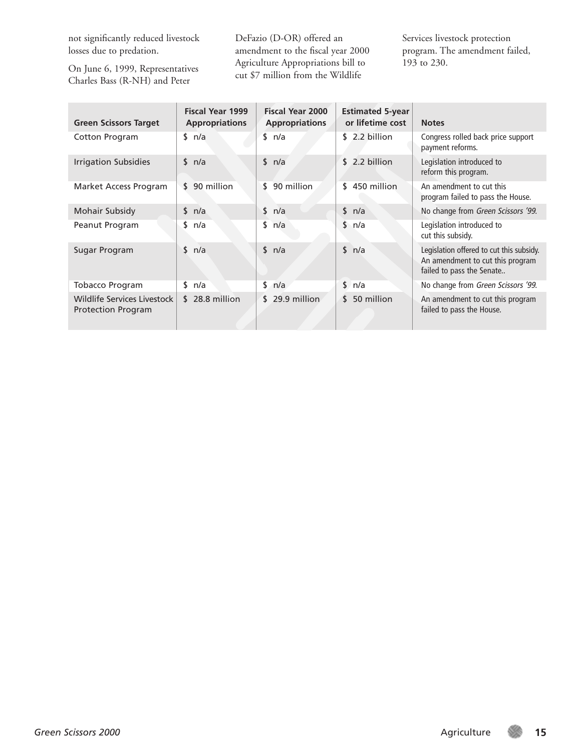not significantly reduced livestock losses due to predation.

On June 6, 1999, Representatives Charles Bass (R-NH) and Peter DeFazio (D-OR) offered an amendment to the fiscal year 2000 Agriculture Appropriations bill to cut $7 million from the Wildlife Services livestock protection program. The amendment failed, 193 to 230.

| Green Scissors Target | Fiscal Year 1999 Appropriations | Fiscal Year 2000 Appropriations | Estimated 5-year or lifetime cost | Notes |
|---|---|---|---|---|
| Cotton Program | $ n/a | $ n/a | $ 2.2 billion | Congress rolled back price support payment reforms. |
| Irrigation Subsidies | $ n/a | $ n/a | $ 2.2 billion | Legislation introduced to reform this program. |
| Market Access Program | $ 90 million | $ 90 million | $ 450 million | An amendment to cut this program failed to pass the House. |
| Mohair Subsidy | $ n/a | $ n/a | $ n/a | No change from *Green Scissors '99*. |
| Peanut Program | $ n/a | $ n/a | $ n/a | Legislation introduced to cut this subsidy. |
| Sugar Program | $ n/a | $ n/a | $ n/a | Legislation offered to cut this subsidy. An amendment to cut this program failed to pass the Senate.. |
| Tobacco Program | $ n/a | $ n/a | $ n/a | No change from *Green Scissors '99*. |
| Wildlife Services Livestock Protection Program | $ 28.8 million | $ 29.9 million | $ 50 million | An amendment to cut this program failed to pass the House. |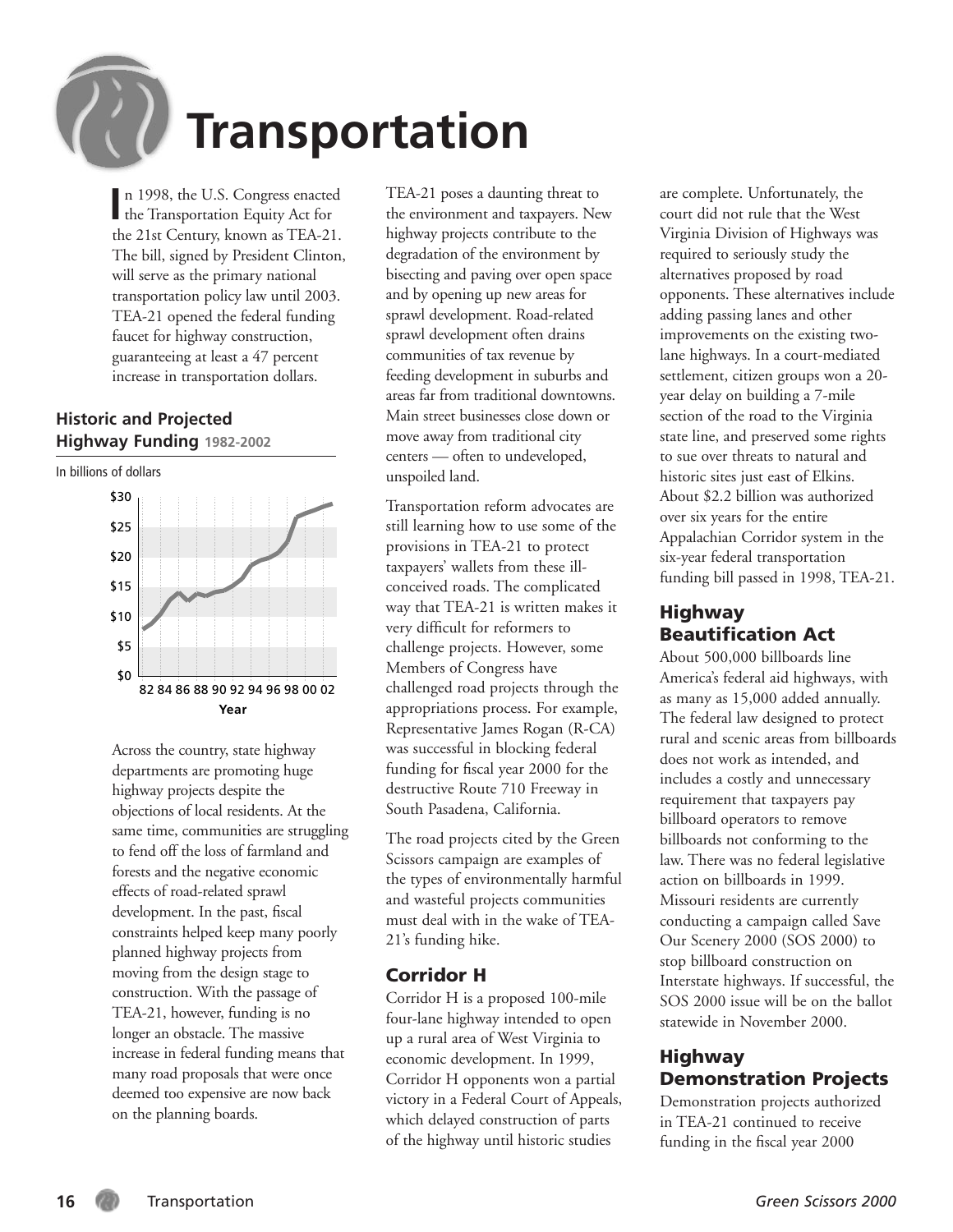# Transportation

In 1998, the U.S. Congress enacted the Transportation Equity Act for the 21st Century, known as TEA-21. The bill, signed by President Clinton, will serve as the primary national transportation policy law until 2003. TEA-21 opened the federal funding faucet for highway construction, guaranteeing at least a 47 percent increase in transportation dollars.

**Historic and Projected Highway Funding** 1982-2002

In billions of dollars

Across the country, state highway departments are promoting huge highway projects despite the objections of local residents. At the same time, communities are struggling to fend off the loss of farmland and forests and the negative economic effects of road-related sprawl development. In the past, fiscal constraints helped keep many poorly planned highway projects from moving from the design stage to construction. With the passage of TEA-21, however, funding is no longer an obstacle. The massive increase in federal funding means that many road proposals that were once deemed too expensive are now back on the planning boards.

TEA-21 poses a daunting threat to the environment and taxpayers. New highway projects contribute to the degradation of the environment by bisecting and paving over open space and by opening up new areas for sprawl development. Road-related sprawl development often drains communities of tax revenue by feeding development in suburbs and areas far from traditional downtowns. Main street businesses close down or move away from traditional city centers — often to undeveloped, unspoiled land.

Transportation reform advocates are still learning how to use some of the provisions in TEA-21 to protect taxpayers' wallets from these ill-conceived roads. The complicated way that TEA-21 is written makes it very difficult for reformers to challenge projects. However, some Members of Congress have challenged road projects through the appropriations process. For example, Representative James Rogan (R-CA) was successful in blocking federal funding for fiscal year 2000 for the destructive Route 710 Freeway in South Pasadena, California.

The road projects cited by the Green Scissors campaign are examples of the types of environmentally harmful and wasteful projects communities must deal with in the wake of TEA-21's funding hike.

## Corridor H

Corridor H is a proposed 100-mile four-lane highway intended to open up a rural area of West Virginia to economic development. In 1999, Corridor H opponents won a partial victory in a Federal Court of Appeals, which delayed construction of parts of the highway until historic studies are complete. Unfortunately, the court did not rule that the West Virginia Division of Highways was required to seriously study the alternatives proposed by road opponents. These alternatives include adding passing lanes and other improvements on the existing two-lane highways. In a court-mediated settlement, citizen groups won a 20-year delay on building a 7-mile section of the road to the Virginia state line, and preserved some rights to sue over threats to natural and historic sites just east of Elkins. About $2.2 billion was authorized over six years for the entire Appalachian Corridor system in the six-year federal transportation funding bill passed in 1998, TEA-21.

## Highway Beautification Act

About 500,000 billboards line America's federal aid highways, with as many as 15,000 added annually. The federal law designed to protect rural and scenic areas from billboards does not work as intended, and includes a costly and unnecessary requirement that taxpayers pay billboard operators to remove billboards not conforming to the law. There was no federal legislative action on billboards in 1999. Missouri residents are currently conducting a campaign called Save Our Scenery 2000 (SOS 2000) to stop billboard construction on Interstate highways. If successful, the SOS 2000 issue will be on the ballot statewide in November 2000.

## Highway Demonstration Projects

Demonstration projects authorized in TEA-21 continued to receive funding in the fiscal year 2000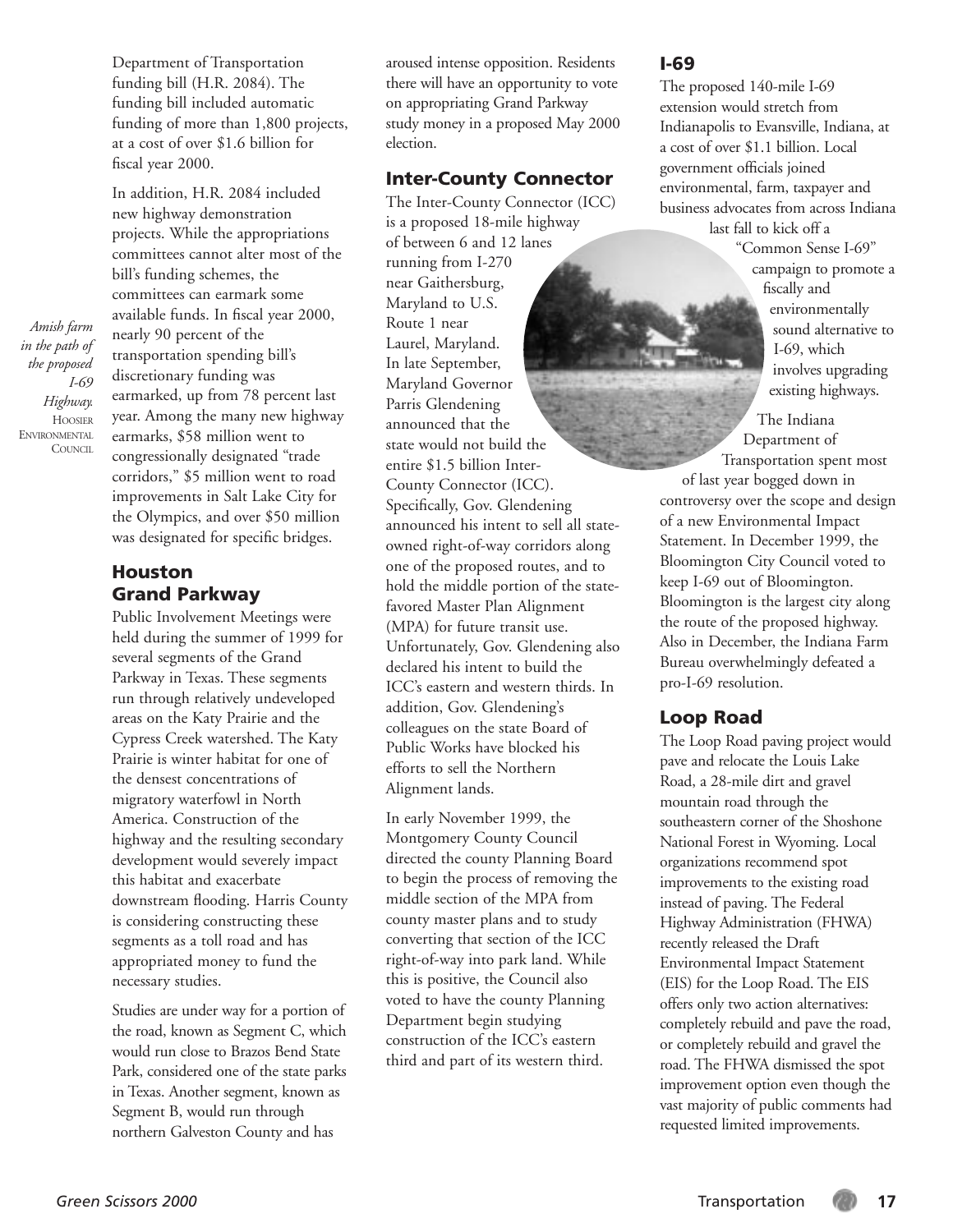Department of Transportation funding bill (H.R. 2084). The funding bill included automatic funding of more than 1,800 projects, at a cost of over $1.6 billion for fiscal year 2000.

In addition, H.R. 2084 included new highway demonstration projects. While the appropriations committees cannot alter most of the bill's funding schemes, the committees can earmark some available funds. In fiscal year 2000, nearly 90 percent of the transportation spending bill's discretionary funding was earmarked, up from 78 percent last year. Among the many new highway earmarks, $58 million went to congressionally designated "trade corridors," $5 million went to road improvements in Salt Lake City for the Olympics, and over $50 million was designated for specific bridges.

*Amish farm in the path of the proposed I-69 Highway.* HOOSIER ENVIRONMENTAL COUNCIL

## Houston Grand Parkway

Public Involvement Meetings were held during the summer of 1999 for several segments of the Grand Parkway in Texas. These segments run through relatively undeveloped areas on the Katy Prairie and the Cypress Creek watershed. The Katy Prairie is winter habitat for one of the densest concentrations of migratory waterfowl in North America. Construction of the highway and the resulting secondary development would severely impact this habitat and exacerbate downstream flooding. Harris County is considering constructing these segments as a toll road and has appropriated money to fund the necessary studies.

Studies are under way for a portion of the road, known as Segment C, which would run close to Brazos Bend State Park, considered one of the state parks in Texas. Another segment, known as Segment B, would run through northern Galveston County and has aroused intense opposition. Residents there will have an opportunity to vote on appropriating Grand Parkway study money in a proposed May 2000 election.

## Inter-County Connector

The Inter-County Connector (ICC) is a proposed 18-mile highway of between 6 and 12 lanes running from I-270 near Gaithersburg, Maryland to U.S. Route 1 near Laurel, Maryland. In late September, Maryland Governor Parris Glendening announced that the state would not build the entire $1.5 billion Inter-County Connector (ICC). Specifically, Gov. Glendening announced his intent to sell all state-owned right-of-way corridors along one of the proposed routes, and to hold the middle portion of the state-favored Master Plan Alignment (MPA) for future transit use. Unfortunately, Gov. Glendening also declared his intent to build the ICC's eastern and western thirds. In addition, Gov. Glendening's colleagues on the state Board of Public Works have blocked his efforts to sell the Northern Alignment lands.

In early November 1999, the Montgomery County Council directed the county Planning Board to begin the process of removing the middle section of the MPA from county master plans and to study converting that section of the ICC right-of-way into park land. While this is positive, the Council also voted to have the county Planning Department begin studying construction of the ICC's eastern third and part of its western third.

## I-69

The proposed 140-mile I-69 extension would stretch from Indianapolis to Evansville, Indiana, at a cost of over $1.1 billion. Local government officials joined environmental, farm, taxpayer and business advocates from across Indiana last fall to kick off a "Common Sense I-69" campaign to promote a fiscally and environmentally sound alternative to I-69, which involves upgrading existing highways.

The Indiana Department of Transportation spent most of last year bogged down in controversy over the scope and design of a new Environmental Impact Statement. In December 1999, the Bloomington City Council voted to keep I-69 out of Bloomington. Bloomington is the largest city along the route of the proposed highway. Also in December, the Indiana Farm Bureau overwhelmingly defeated a pro-I-69 resolution.

## Loop Road

The Loop Road paving project would pave and relocate the Louis Lake Road, a 28-mile dirt and gravel mountain road through the southeastern corner of the Shoshone National Forest in Wyoming. Local organizations recommend spot improvements to the existing road instead of paving. The Federal Highway Administration (FHWA) recently released the Draft Environmental Impact Statement (EIS) for the Loop Road. The EIS offers only two action alternatives: completely rebuild and pave the road, or completely rebuild and gravel the road. The FHWA dismissed the spot improvement option even though the vast majority of public comments had requested limited improvements.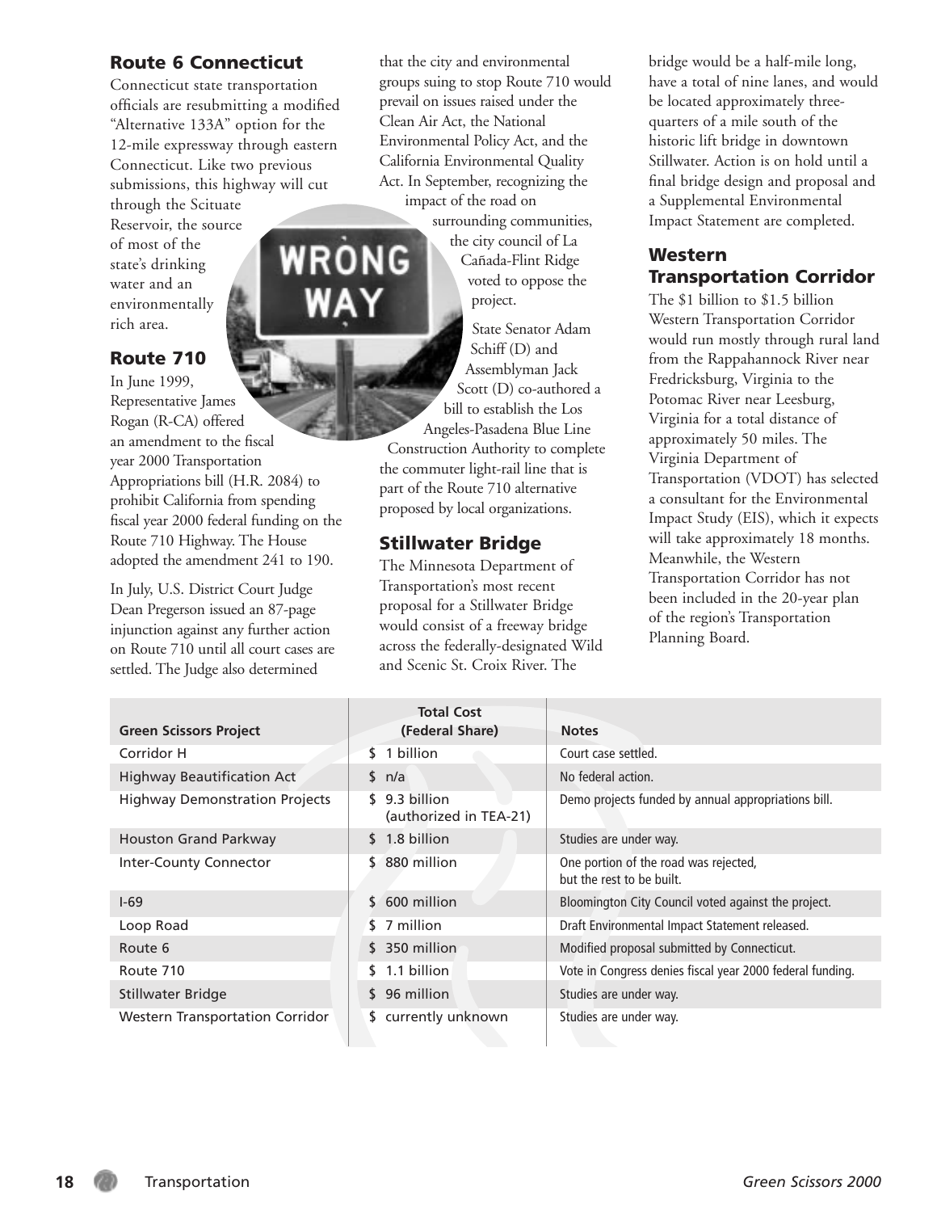## Route 6 Connecticut

Connecticut state transportation officials are resubmitting a modified "Alternative 133A" option for the 12-mile expressway through eastern Connecticut. Like two previous submissions, this highway will cut through the Scituate Reservoir, the source of most of the state's drinking water and an environmentally rich area.

## Route 710

In June 1999, Representative James Rogan (R-CA) offered an amendment to the fiscal year 2000 Transportation Appropriations bill (H.R. 2084) to prohibit California from spending fiscal year 2000 federal funding on the Route 710 Highway. The House adopted the amendment 241 to 190.

In July, U.S. District Court Judge Dean Pregerson issued an 87-page injunction against any further action on Route 710 until all court cases are settled. The Judge also determined that the city and environmental groups suing to stop Route 710 would prevail on issues raised under the Clean Air Act, the National Environmental Policy Act, and the California Environmental Quality Act. In September, recognizing the impact of the road on surrounding communities, the city council of La Cañada-Flint Ridge voted to oppose the project.

State Senator Adam Schiff (D) and Assemblyman Jack Scott (D) co-authored a bill to establish the Los Angeles-Pasadena Blue Line Construction Authority to complete the commuter light-rail line that is part of the Route 710 alternative proposed by local organizations.

## Stillwater Bridge

The Minnesota Department of Transportation's most recent proposal for a Stillwater Bridge would consist of a freeway bridge across the federally-designated Wild and Scenic St. Croix River. The bridge would be a half-mile long, have a total of nine lanes, and would be located approximately three-quarters of a mile south of the historic lift bridge in downtown Stillwater. Action is on hold until a final bridge design and proposal and a Supplemental Environmental Impact Statement are completed.

## Western Transportation Corridor

The $1 billion to $1.5 billion Western Transportation Corridor would run mostly through rural land from the Rappahannock River near Fredricksburg, Virginia to the Potomac River near Leesburg, Virginia for a total distance of approximately 50 miles. The Virginia Department of Transportation (VDOT) has selected a consultant for the Environmental Impact Study (EIS), which it expects will take approximately 18 months. Meanwhile, the Western Transportation Corridor has not been included in the 20-year plan of the region's Transportation Planning Board.

| Green Scissors Project | Total Cost (Federal Share) | Notes |
|---|---|---|
| Corridor H | $ 1 billion | Court case settled. |
| Highway Beautification Act | $ n/a | No federal action. |
| Highway Demonstration Projects | $ 9.3 billion (authorized in TEA-21) | Demo projects funded by annual appropriations bill. |
| Houston Grand Parkway | $ 1.8 billion | Studies are under way. |
| Inter-County Connector | $ 880 million | One portion of the road was rejected, but the rest to be built. |
| I-69 | $ 600 million | Bloomington City Council voted against the project. |
| Loop Road | $ 7 million | Draft Environmental Impact Statement released. |
| Route 6 | $ 350 million | Modified proposal submitted by Connecticut. |
| Route 710 | $ 1.1 billion | Vote in Congress denies fiscal year 2000 federal funding. |
| Stillwater Bridge | $ 96 million | Studies are under way. |
| Western Transportation Corridor | $ currently unknown | Studies are under way. |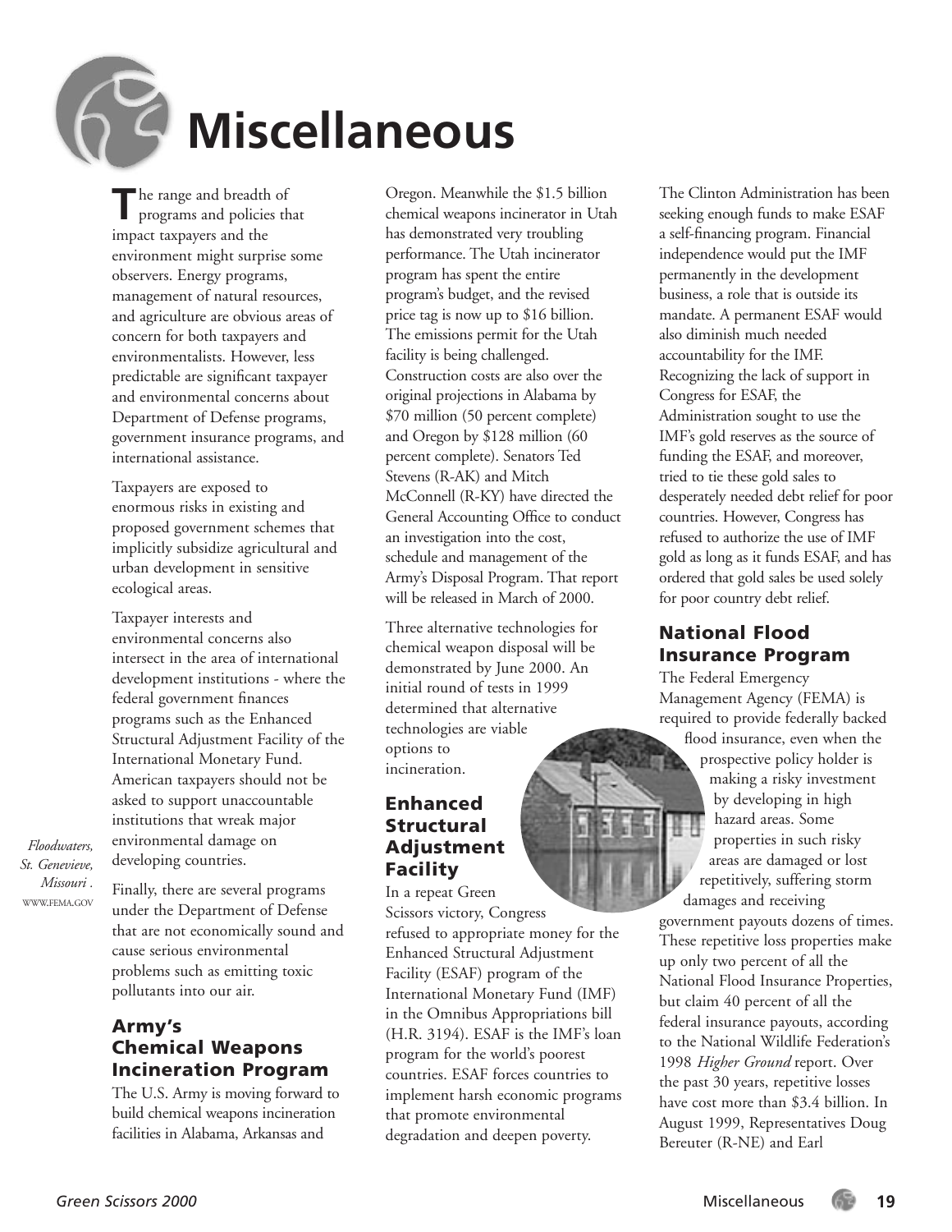# Miscellaneous

The range and breadth of programs and policies that impact taxpayers and the environment might surprise some observers. Energy programs, management of natural resources, and agriculture are obvious areas of concern for both taxpayers and environmentalists. However, less predictable are significant taxpayer and environmental concerns about Department of Defense programs, government insurance programs, and international assistance.

Taxpayers are exposed to enormous risks in existing and proposed government schemes that implicitly subsidize agricultural and urban development in sensitive ecological areas.

Taxpayer interests and environmental concerns also intersect in the area of international development institutions - where the federal government finances programs such as the Enhanced Structural Adjustment Facility of the International Monetary Fund. American taxpayers should not be asked to support unaccountable institutions that wreak major environmental damage on developing countries.

*Floodwaters, St. Genevieve, Missouri .* WWW.FEMA.GOV

Finally, there are several programs under the Department of Defense that are not economically sound and cause serious environmental problems such as emitting toxic pollutants into our air.

## Army's Chemical Weapons Incineration Program

The U.S. Army is moving forward to build chemical weapons incineration facilities in Alabama, Arkansas and Oregon. Meanwhile the $1.5 billion chemical weapons incinerator in Utah has demonstrated very troubling performance. The Utah incinerator program has spent the entire program's budget, and the revised price tag is now up to $16 billion. The emissions permit for the Utah facility is being challenged. Construction costs are also over the original projections in Alabama by $70 million (50 percent complete) and Oregon by $128 million (60 percent complete). Senators Ted Stevens (R-AK) and Mitch McConnell (R-KY) have directed the General Accounting Office to conduct an investigation into the cost, schedule and management of the Army's Disposal Program. That report will be released in March of 2000.

Three alternative technologies for chemical weapon disposal will be demonstrated by June 2000. An initial round of tests in 1999 determined that alternative technologies are viable options to incineration.

## Enhanced Structural Adjustment Facility

In a repeat Green Scissors victory, Congress refused to appropriate money for the Enhanced Structural Adjustment Facility (ESAF) program of the International Monetary Fund (IMF) in the Omnibus Appropriations bill (H.R. 3194). ESAF is the IMF's loan program for the world's poorest countries. ESAF forces countries to implement harsh economic programs that promote environmental degradation and deepen poverty.

The Clinton Administration has been seeking enough funds to make ESAF a self-financing program. Financial independence would put the IMF permanently in the development business, a role that is outside its mandate. A permanent ESAF would also diminish much needed accountability for the IMF. Recognizing the lack of support in Congress for ESAF, the Administration sought to use the IMF's gold reserves as the source of funding the ESAF, and moreover, tried to tie these gold sales to desperately needed debt relief for poor countries. However, Congress has refused to authorize the use of IMF gold as long as it funds ESAF, and has ordered that gold sales be used solely for poor country debt relief.

## National Flood Insurance Program

The Federal Emergency Management Agency (FEMA) is required to provide federally backed flood insurance, even when the prospective policy holder is making a risky investment by developing in high hazard areas. Some properties in such risky areas are damaged or lost repetitively, suffering storm damages and receiving government payouts dozens of times. These repetitive loss properties make up only two percent of all the National Flood Insurance Properties, but claim 40 percent of all the federal insurance payouts, according to the National Wildlife Federation's 1998 *Higher Ground* report. Over the past 30 years, repetitive losses have cost more than $3.4 billion. In August 1999, Representatives Doug Bereuter (R-NE) and Earl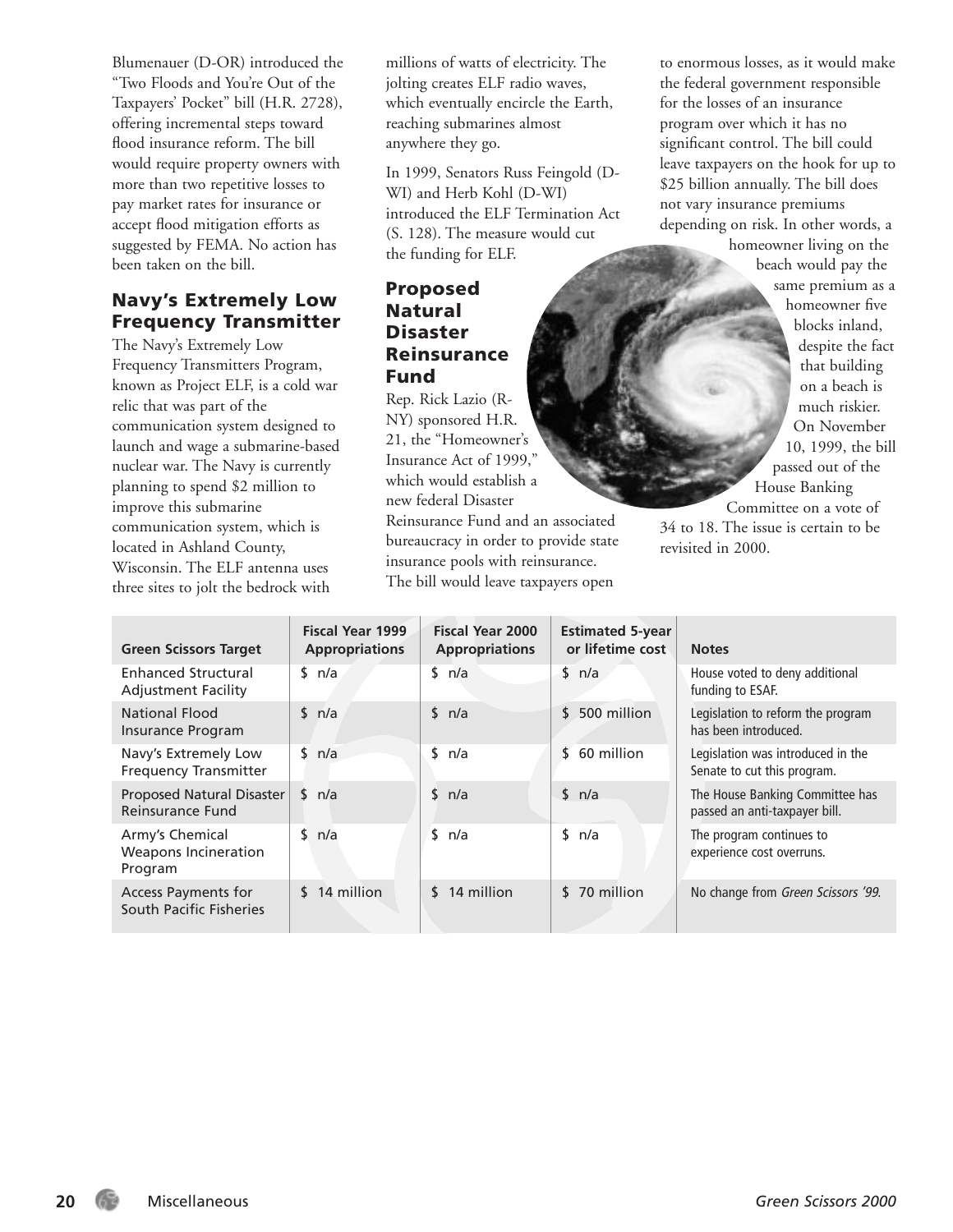Blumenauer (D-OR) introduced the "Two Floods and You're Out of the Taxpayers' Pocket" bill (H.R. 2728), offering incremental steps toward flood insurance reform. The bill would require property owners with more than two repetitive losses to pay market rates for insurance or accept flood mitigation efforts as suggested by FEMA. No action has been taken on the bill.

## Navy's Extremely Low Frequency Transmitter

The Navy's Extremely Low Frequency Transmitters Program, known as Project ELF, is a cold war relic that was part of the communication system designed to launch and wage a submarine-based nuclear war. The Navy is currently planning to spend $2 million to improve this submarine communication system, which is located in Ashland County, Wisconsin. The ELF antenna uses three sites to jolt the bedrock with millions of watts of electricity. The jolting creates ELF radio waves, which eventually encircle the Earth, reaching submarines almost anywhere they go.

In 1999, Senators Russ Feingold (D-WI) and Herb Kohl (D-WI) introduced the ELF Termination Act (S. 128). The measure would cut the funding for ELF.

## Proposed Natural Disaster Reinsurance Fund

Rep. Rick Lazio (R-NY) sponsored H.R. 21, the "Homeowner's Insurance Act of 1999," which would establish a new federal Disaster Reinsurance Fund and an associated bureaucracy in order to provide state insurance pools with reinsurance. The bill would leave taxpayers open to enormous losses, as it would make the federal government responsible for the losses of an insurance program over which it has no significant control. The bill could leave taxpayers on the hook for up to $25 billion annually. The bill does not vary insurance premiums depending on risk. In other words, a homeowner living on the beach would pay the same premium as a homeowner five blocks inland, despite the fact that building on a beach is much riskier. On November 10, 1999, the bill passed out of the House Banking Committee on a vote of 34 to 18. The issue is certain to be revisited in 2000.

| Green Scissors Target | Fiscal Year 1999 Appropriations | Fiscal Year 2000 Appropriations | Estimated 5-year or lifetime cost | Notes |
|---|---|---|---|---|
| Enhanced Structural Adjustment Facility | $ n/a | $ n/a | $ n/a | House voted to deny additional funding to ESAF. |
| National Flood Insurance Program | $ n/a | $ n/a | $ 500 million | Legislation to reform the program has been introduced. |
| Navy's Extremely Low Frequency Transmitter | $ n/a | $ n/a | $ 60 million | Legislation was introduced in the Senate to cut this program. |
| Proposed Natural Disaster Reinsurance Fund | $ n/a | $ n/a | $ n/a | The House Banking Committee has passed an anti-taxpayer bill. |
| Army's Chemical Weapons Incineration Program | $ n/a | $ n/a | $ n/a | The program continues to experience cost overruns. |
| Access Payments for South Pacific Fisheries | $ 14 million | $ 14 million | $ 70 million | No change from *Green Scissors '99*. |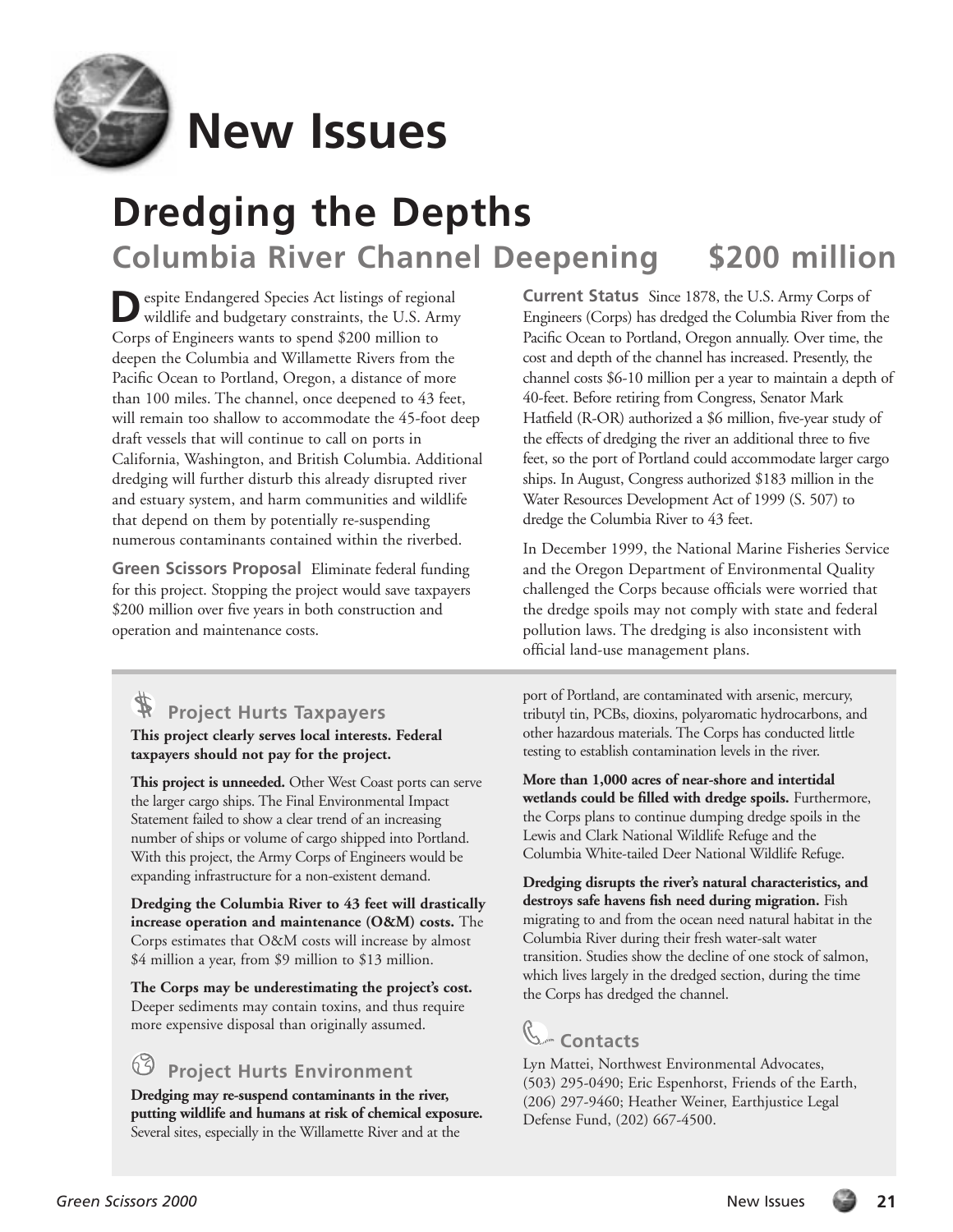# New Issues

## Dredging the Depths

### Columbia River Channel Deepening $200 million

Despite Endangered Species Act listings of regional wildlife and budgetary constraints, the U.S. Army Corps of Engineers wants to spend $200 million to deepen the Columbia and Willamette Rivers from the Pacific Ocean to Portland, Oregon, a distance of more than 100 miles. The channel, once deepened to 43 feet, will remain too shallow to accommodate the 45-foot deep draft vessels that will continue to call on ports in California, Washington, and British Columbia. Additional dredging will further disturb this already disrupted river and estuary system, and harm communities and wildlife that depend on them by potentially re-suspending numerous contaminants contained within the riverbed.

**Green Scissors Proposal** Eliminate federal funding for this project. Stopping the project would save taxpayers $200 million over five years in both construction and operation and maintenance costs.

**Current Status** Since 1878, the U.S. Army Corps of Engineers (Corps) has dredged the Columbia River from the Pacific Ocean to Portland, Oregon annually. Over time, the cost and depth of the channel has increased. Presently, the channel costs $6-10 million per a year to maintain a depth of 40-feet. Before retiring from Congress, Senator Mark Hatfield (R-OR) authorized a $6 million, five-year study of the effects of dredging the river an additional three to five feet, so the port of Portland could accommodate larger cargo ships. In August, Congress authorized $183 million in the Water Resources Development Act of 1999 (S. 507) to dredge the Columbia River to 43 feet.

In December 1999, the National Marine Fisheries Service and the Oregon Department of Environmental Quality challenged the Corps because officials were worried that the dredge spoils may not comply with state and federal pollution laws. The dredging is also inconsistent with official land-use management plans.

#### Project Hurts Taxpayers

**This project clearly serves local interests. Federal taxpayers should not pay for the project.**

**This project is unneeded.** Other West Coast ports can serve the larger cargo ships. The Final Environmental Impact Statement failed to show a clear trend of an increasing number of ships or volume of cargo shipped into Portland. With this project, the Army Corps of Engineers would be expanding infrastructure for a non-existent demand.

**Dredging the Columbia River to 43 feet will drastically increase operation and maintenance (O&M) costs.** The Corps estimates that O&M costs will increase by almost $4 million a year, from $9 million to $13 million.

**The Corps may be underestimating the project's cost.** Deeper sediments may contain toxins, and thus require more expensive disposal than originally assumed.

#### Project Hurts Environment

**Dredging may re-suspend contaminants in the river, putting wildlife and humans at risk of chemical exposure.** Several sites, especially in the Willamette River and at the port of Portland, are contaminated with arsenic, mercury, tributyl tin, PCBs, dioxins, polyaromatic hydrocarbons, and other hazardous materials. The Corps has conducted little testing to establish contamination levels in the river.

**More than 1,000 acres of near-shore and intertidal wetlands could be filled with dredge spoils.** Furthermore, the Corps plans to continue dumping dredge spoils in the Lewis and Clark National Wildlife Refuge and the Columbia White-tailed Deer National Wildlife Refuge.

**Dredging disrupts the river's natural characteristics, and destroys safe havens fish need during migration.** Fish migrating to and from the ocean need natural habitat in the Columbia River during their fresh water-salt water transition. Studies show the decline of one stock of salmon, which lives largely in the dredged section, during the time the Corps has dredged the channel.

#### Contacts

Lyn Mattei, Northwest Environmental Advocates, (503) 295-0490; Eric Espenhorst, Friends of the Earth, (206) 297-9460; Heather Weiner, Earthjustice Legal Defense Fund, (202) 667-4500.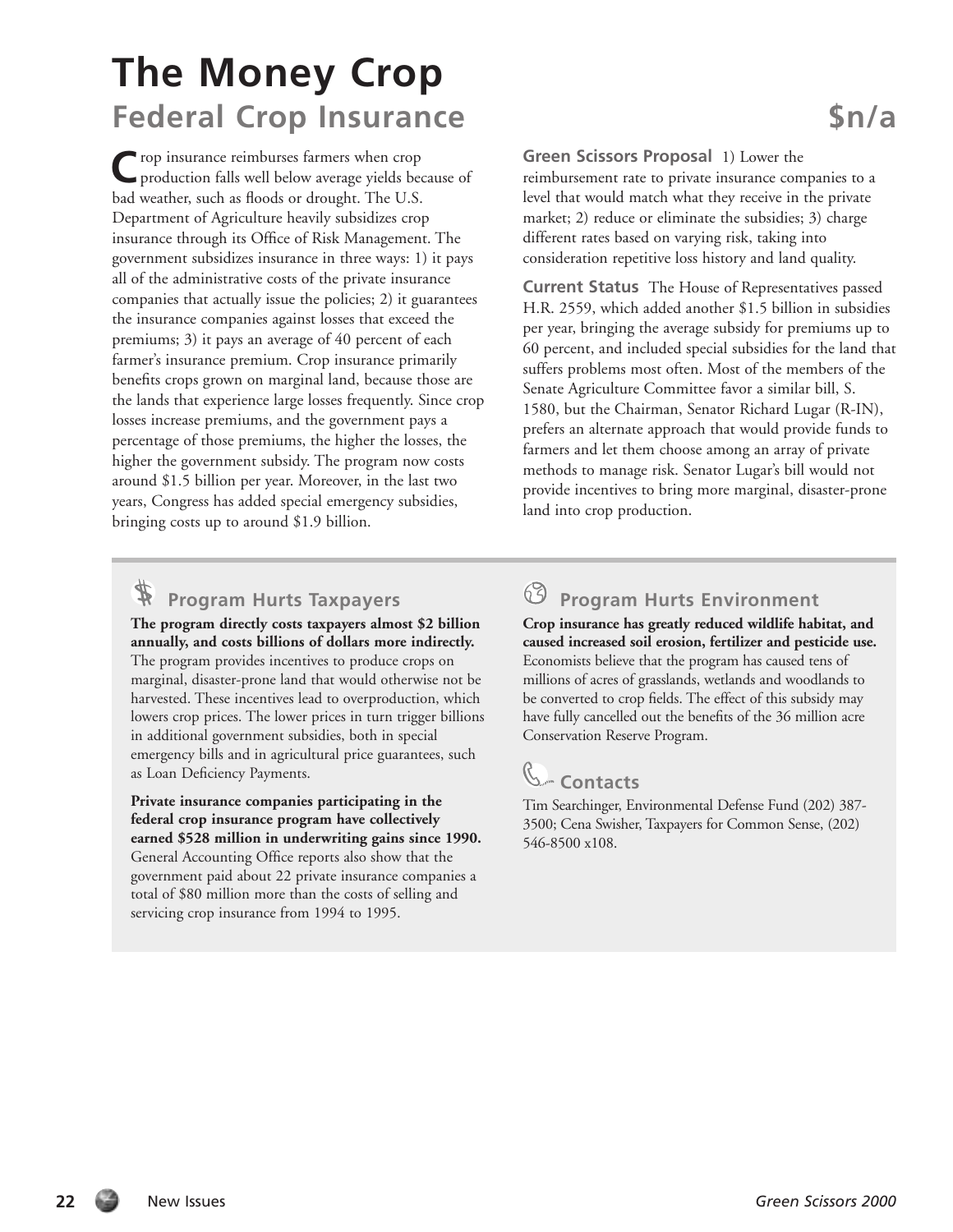# The Money Crop

## Federal Crop Insurance $n/a

Crop insurance reimburses farmers when crop production falls well below average yields because of bad weather, such as floods or drought. The U.S. Department of Agriculture heavily subsidizes crop insurance through its Office of Risk Management. The government subsidizes insurance in three ways: 1) it pays all of the administrative costs of the private insurance companies that actually issue the policies; 2) it guarantees the insurance companies against losses that exceed the premiums; 3) it pays an average of 40 percent of each farmer's insurance premium. Crop insurance primarily benefits crops grown on marginal land, because those are the lands that experience large losses frequently. Since crop losses increase premiums, and the government pays a percentage of those premiums, the higher the losses, the higher the government subsidy. The program now costs around $1.5 billion per year. Moreover, in the last two years, Congress has added special emergency subsidies, bringing costs up to around $1.9 billion.

**Green Scissors Proposal** 1) Lower the reimbursement rate to private insurance companies to a level that would match what they receive in the private market; 2) reduce or eliminate the subsidies; 3) charge different rates based on varying risk, taking into consideration repetitive loss history and land quality.

**Current Status** The House of Representatives passed H.R. 2559, which added another $1.5 billion in subsidies per year, bringing the average subsidy for premiums up to 60 percent, and included special subsidies for the land that suffers problems most often. Most of the members of the Senate Agriculture Committee favor a similar bill, S. 1580, but the Chairman, Senator Richard Lugar (R-IN), prefers an alternate approach that would provide funds to farmers and let them choose among an array of private methods to manage risk. Senator Lugar's bill would not provide incentives to bring more marginal, disaster-prone land into crop production.

### Program Hurts Taxpayers

**The program directly costs taxpayers almost $2 billion annually, and costs billions of dollars more indirectly.** The program provides incentives to produce crops on marginal, disaster-prone land that would otherwise not be harvested. These incentives lead to overproduction, which lowers crop prices. The lower prices in turn trigger billions in additional government subsidies, both in special emergency bills and in agricultural price guarantees, such as Loan Deficiency Payments.

**Private insurance companies participating in the federal crop insurance program have collectively earned $528 million in underwriting gains since 1990.** General Accounting Office reports also show that the government paid about 22 private insurance companies a total of $80 million more than the costs of selling and servicing crop insurance from 1994 to 1995.

### Program Hurts Environment

**Crop insurance has greatly reduced wildlife habitat, and caused increased soil erosion, fertilizer and pesticide use.** Economists believe that the program has caused tens of millions of acres of grasslands, wetlands and woodlands to be converted to crop fields. The effect of this subsidy may have fully cancelled out the benefits of the 36 million acre Conservation Reserve Program.

### Contacts

Tim Searchinger, Environmental Defense Fund (202) 387-3500; Cena Swisher, Taxpayers for Common Sense, (202) 546-8500 x108.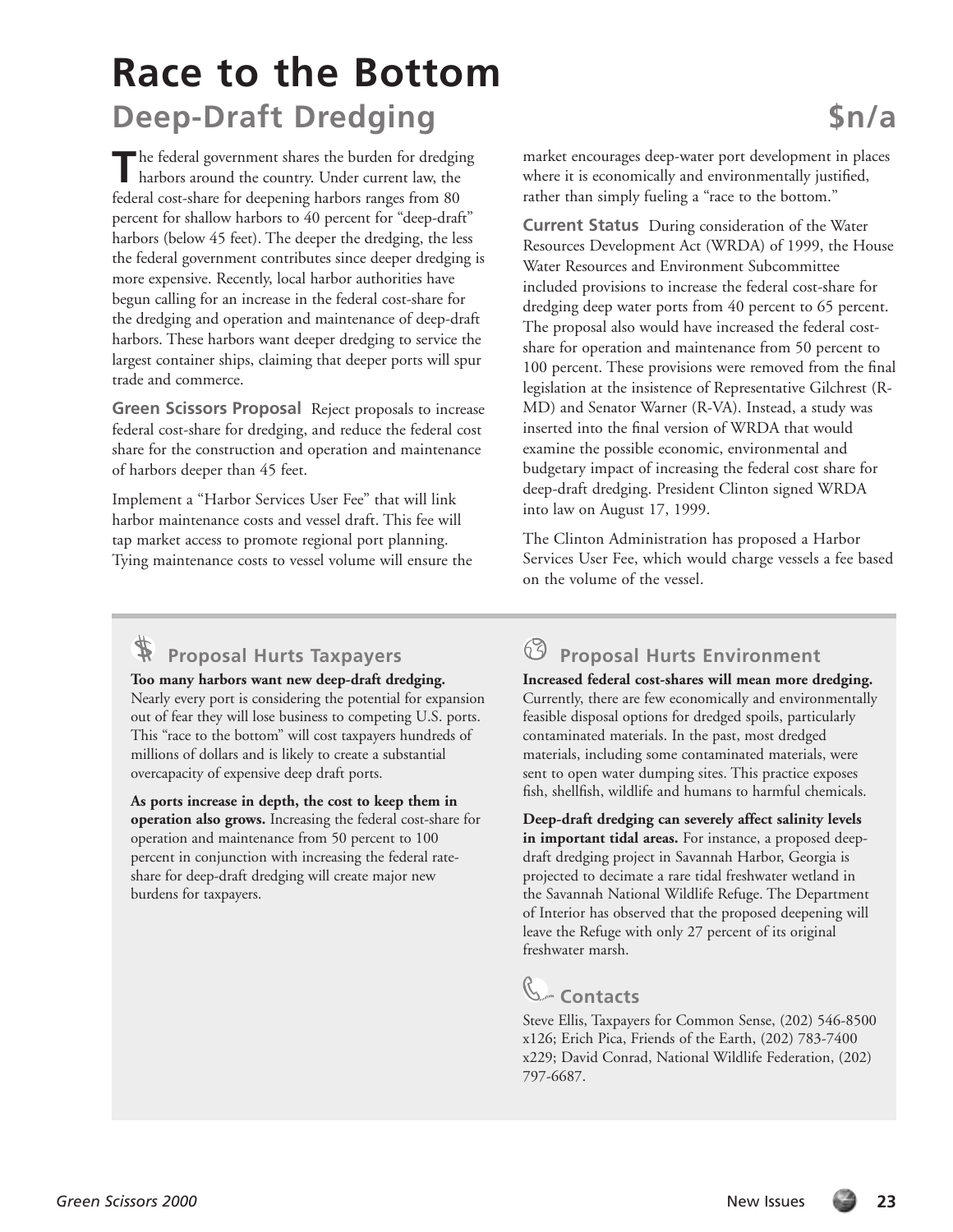# Race to the Bottom

## Deep-Draft Dredging $n/a

The federal government shares the burden for dredging harbors around the country. Under current law, the federal cost-share for deepening harbors ranges from 80 percent for shallow harbors to 40 percent for "deep-draft" harbors (below 45 feet). The deeper the dredging, the less the federal government contributes since deeper dredging is more expensive. Recently, local harbor authorities have begun calling for an increase in the federal cost-share for the dredging and operation and maintenance of deep-draft harbors. These harbors want deeper dredging to service the largest container ships, claiming that deeper ports will spur trade and commerce.

**Green Scissors Proposal** Reject proposals to increase federal cost-share for dredging, and reduce the federal cost share for the construction and operation and maintenance of harbors deeper than 45 feet.

Implement a "Harbor Services User Fee" that will link harbor maintenance costs and vessel draft. This fee will tap market access to promote regional port planning. Tying maintenance costs to vessel volume will ensure the market encourages deep-water port development in places where it is economically and environmentally justified, rather than simply fueling a "race to the bottom."

**Current Status** During consideration of the Water Resources Development Act (WRDA) of 1999, the House Water Resources and Environment Subcommittee included provisions to increase the federal cost-share for dredging deep water ports from 40 percent to 65 percent. The proposal also would have increased the federal cost-share for operation and maintenance from 50 percent to 100 percent. These provisions were removed from the final legislation at the insistence of Representative Gilchrest (R-MD) and Senator Warner (R-VA). Instead, a study was inserted into the final version of WRDA that would examine the possible economic, environmental and budgetary impact of increasing the federal cost share for deep-draft dredging. President Clinton signed WRDA into law on August 17, 1999.

The Clinton Administration has proposed a Harbor Services User Fee, which would charge vessels a fee based on the volume of the vessel.

### Proposal Hurts Taxpayers

**Too many harbors want new deep-draft dredging.** Nearly every port is considering the potential for expansion out of fear they will lose business to competing U.S. ports. This "race to the bottom" will cost taxpayers hundreds of millions of dollars and is likely to create a substantial overcapacity of expensive deep draft ports.

**As ports increase in depth, the cost to keep them in operation also grows.** Increasing the federal cost-share for operation and maintenance from 50 percent to 100 percent in conjunction with increasing the federal rate-share for deep-draft dredging will create major new burdens for taxpayers.

### Proposal Hurts Environment

**Increased federal cost-shares will mean more dredging.** Currently, there are few economically and environmentally feasible disposal options for dredged spoils, particularly contaminated materials. In the past, most dredged materials, including some contaminated materials, were sent to open water dumping sites. This practice exposes fish, shellfish, wildlife and humans to harmful chemicals.

**Deep-draft dredging can severely affect salinity levels in important tidal areas.** For instance, a proposed deep-draft dredging project in Savannah Harbor, Georgia is projected to decimate a rare tidal freshwater wetland in the Savannah National Wildlife Refuge. The Department of Interior has observed that the proposed deepening will leave the Refuge with only 27 percent of its original freshwater marsh.

### Contacts

Steve Ellis, Taxpayers for Common Sense, (202) 546-8500 x126; Erich Pica, Friends of the Earth, (202) 783-7400 x229; David Conrad, National Wildlife Federation, (202) 797-6687.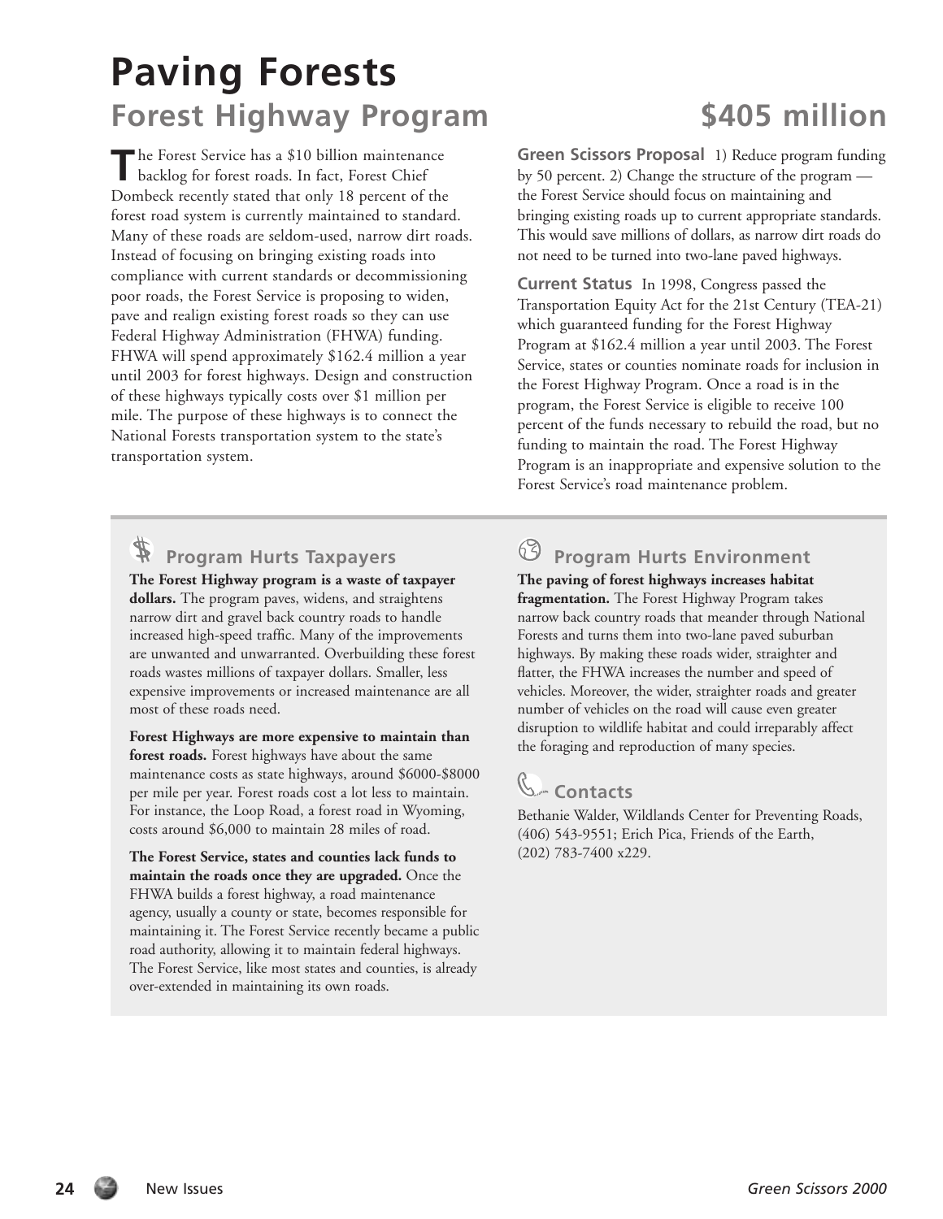# Paving Forests

## Forest Highway Program $405 million

The Forest Service has a $10 billion maintenance backlog for forest roads. In fact, Forest Chief Dombeck recently stated that only 18 percent of the forest road system is currently maintained to standard. Many of these roads are seldom-used, narrow dirt roads. Instead of focusing on bringing existing roads into compliance with current standards or decommissioning poor roads, the Forest Service is proposing to widen, pave and realign existing forest roads so they can use Federal Highway Administration (FHWA) funding. FHWA will spend approximately $162.4 million a year until 2003 for forest highways. Design and construction of these highways typically costs over $1 million per mile. The purpose of these highways is to connect the National Forests transportation system to the state's transportation system.

**Green Scissors Proposal** 1) Reduce program funding by 50 percent. 2) Change the structure of the program — the Forest Service should focus on maintaining and bringing existing roads up to current appropriate standards. This would save millions of dollars, as narrow dirt roads do not need to be turned into two-lane paved highways.

**Current Status** In 1998, Congress passed the Transportation Equity Act for the 21st Century (TEA-21) which guaranteed funding for the Forest Highway Program at $162.4 million a year until 2003. The Forest Service, states or counties nominate roads for inclusion in the Forest Highway Program. Once a road is in the program, the Forest Service is eligible to receive 100 percent of the funds necessary to rebuild the road, but no funding to maintain the road. The Forest Highway Program is an inappropriate and expensive solution to the Forest Service's road maintenance problem.

### Program Hurts Taxpayers

**The Forest Highway program is a waste of taxpayer dollars.** The program paves, widens, and straightens narrow dirt and gravel back country roads to handle increased high-speed traffic. Many of the improvements are unwanted and unwarranted. Overbuilding these forest roads wastes millions of taxpayer dollars. Smaller, less expensive improvements or increased maintenance are all most of these roads need.

**Forest Highways are more expensive to maintain than forest roads.** Forest highways have about the same maintenance costs as state highways, around $6000-$8000 per mile per year. Forest roads cost a lot less to maintain. For instance, the Loop Road, a forest road in Wyoming, costs around $6,000 to maintain 28 miles of road.

**The Forest Service, states and counties lack funds to maintain the roads once they are upgraded.** Once the FHWA builds a forest highway, a road maintenance agency, usually a county or state, becomes responsible for maintaining it. The Forest Service recently became a public road authority, allowing it to maintain federal highways. The Forest Service, like most states and counties, is already over-extended in maintaining its own roads.

### Program Hurts Environment

**The paving of forest highways increases habitat fragmentation.** The Forest Highway Program takes narrow back country roads that meander through National Forests and turns them into two-lane paved suburban highways. By making these roads wider, straighter and flatter, the FHWA increases the number and speed of vehicles. Moreover, the wider, straighter roads and greater number of vehicles on the road will cause even greater disruption to wildlife habitat and could irreparably affect the foraging and reproduction of many species.

### Contacts

Bethanie Walder, Wildlands Center for Preventing Roads, (406) 543-9551; Erich Pica, Friends of the Earth, (202) 783-7400 x229.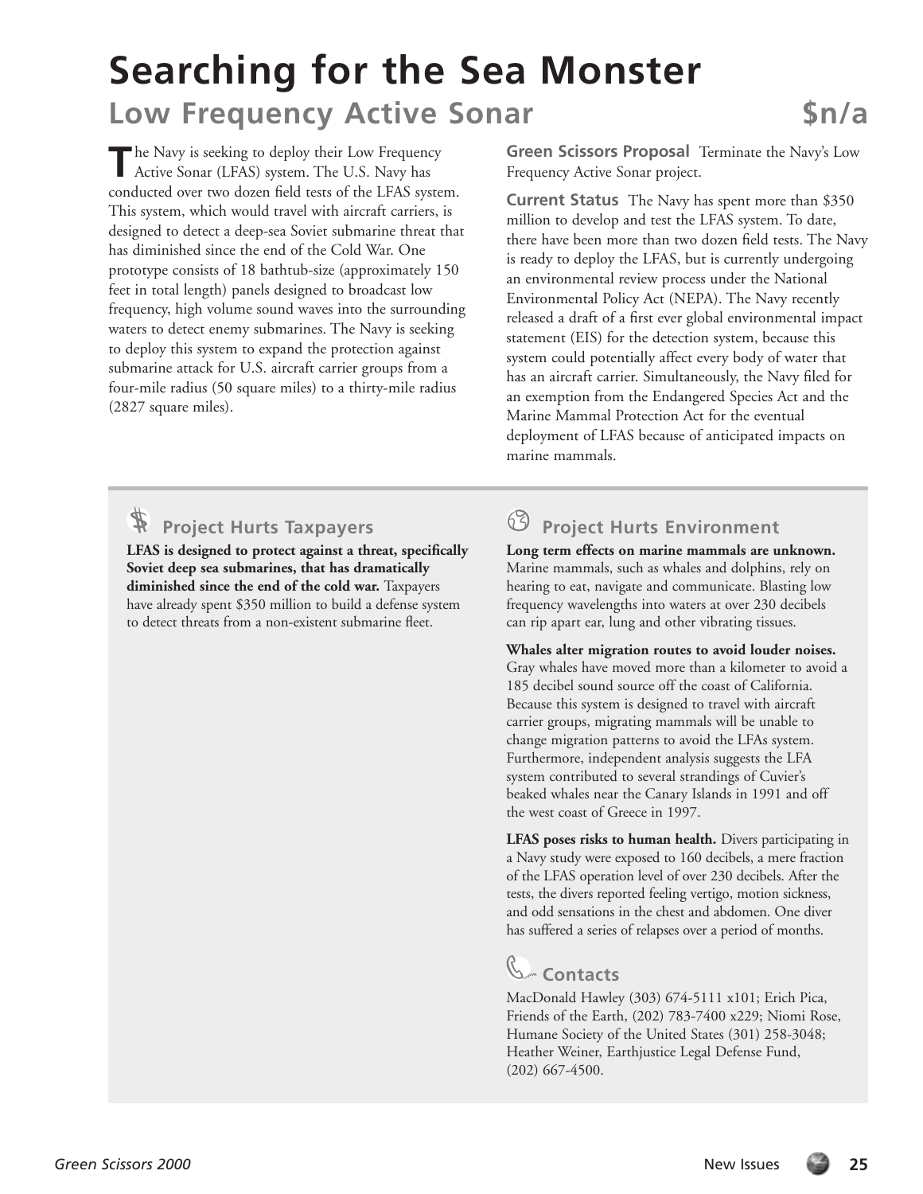# Searching for the Sea Monster

## Low Frequency Active Sonar $n/a

The Navy is seeking to deploy their Low Frequency Active Sonar (LFAS) system. The U.S. Navy has conducted over two dozen field tests of the LFAS system. This system, which would travel with aircraft carriers, is designed to detect a deep-sea Soviet submarine threat that has diminished since the end of the Cold War. One prototype consists of 18 bathtub-size (approximately 150 feet in total length) panels designed to broadcast low frequency, high volume sound waves into the surrounding waters to detect enemy submarines. The Navy is seeking to deploy this system to expand the protection against submarine attack for U.S. aircraft carrier groups from a four-mile radius (50 square miles) to a thirty-mile radius (2827 square miles).

**Green Scissors Proposal** Terminate the Navy's Low Frequency Active Sonar project.

**Current Status** The Navy has spent more than $350 million to develop and test the LFAS system. To date, there have been more than two dozen field tests. The Navy is ready to deploy the LFAS, but is currently undergoing an environmental review process under the National Environmental Policy Act (NEPA). The Navy recently released a draft of a first ever global environmental impact statement (EIS) for the detection system, because this system could potentially affect every body of water that has an aircraft carrier. Simultaneously, the Navy filed for an exemption from the Endangered Species Act and the Marine Mammal Protection Act for the eventual deployment of LFAS because of anticipated impacts on marine mammals.

### Project Hurts Taxpayers

**LFAS is designed to protect against a threat, specifically Soviet deep sea submarines, that has dramatically diminished since the end of the cold war.** Taxpayers have already spent $350 million to build a defense system to detect threats from a non-existent submarine fleet.

### Project Hurts Environment

**Long term effects on marine mammals are unknown.** Marine mammals, such as whales and dolphins, rely on hearing to eat, navigate and communicate. Blasting low frequency wavelengths into waters at over 230 decibels can rip apart ear, lung and other vibrating tissues.

**Whales alter migration routes to avoid louder noises.** Gray whales have moved more than a kilometer to avoid a 185 decibel sound source off the coast of California. Because this system is designed to travel with aircraft carrier groups, migrating mammals will be unable to change migration patterns to avoid the LFAs system. Furthermore, independent analysis suggests the LFA system contributed to several strandings of Cuvier's beaked whales near the Canary Islands in 1991 and off the west coast of Greece in 1997.

**LFAS poses risks to human health.** Divers participating in a Navy study were exposed to 160 decibels, a mere fraction of the LFAS operation level of over 230 decibels. After the tests, the divers reported feeling vertigo, motion sickness, and odd sensations in the chest and abdomen. One diver has suffered a series of relapses over a period of months.

### Contacts

MacDonald Hawley (303) 674-5111 x101; Erich Pica, Friends of the Earth, (202) 783-7400 x229; Niomi Rose, Humane Society of the United States (301) 258-3048; Heather Weiner, Earthjustice Legal Defense Fund, (202) 667-4500.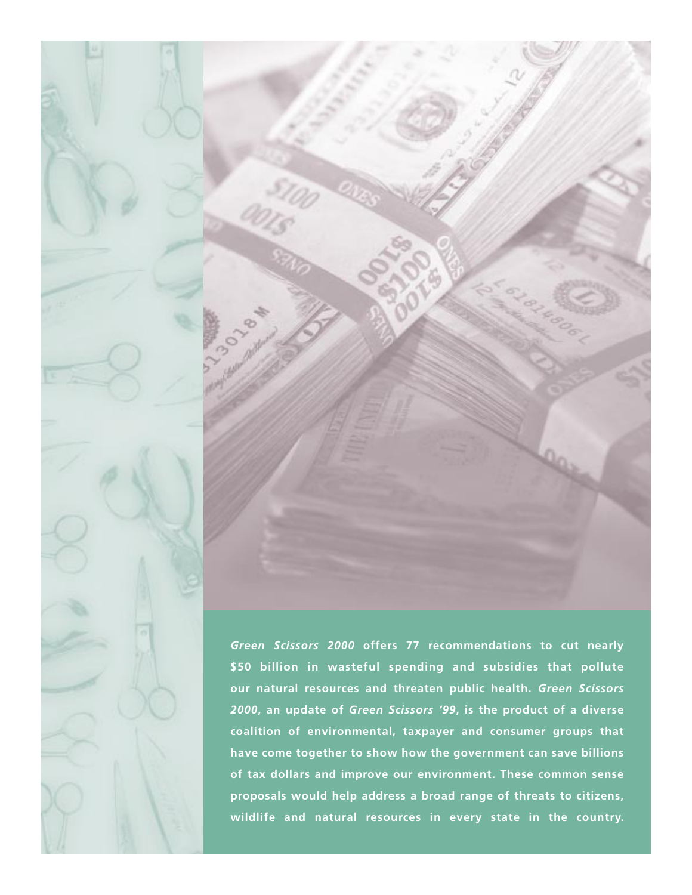***Green Scissors 2000*** **offers 77 recommendations to cut nearly $50 billion in wasteful spending and subsidies that pollute our natural resources and threaten public health. *Green Scissors 2000*, an update of *Green Scissors '99*, is the product of a diverse coalition of environmental, taxpayer and consumer groups that have come together to show how the government can save billions of tax dollars and improve our environment. These common sense proposals would help address a broad range of threats to citizens, wildlife and natural resources in every state in the country.**